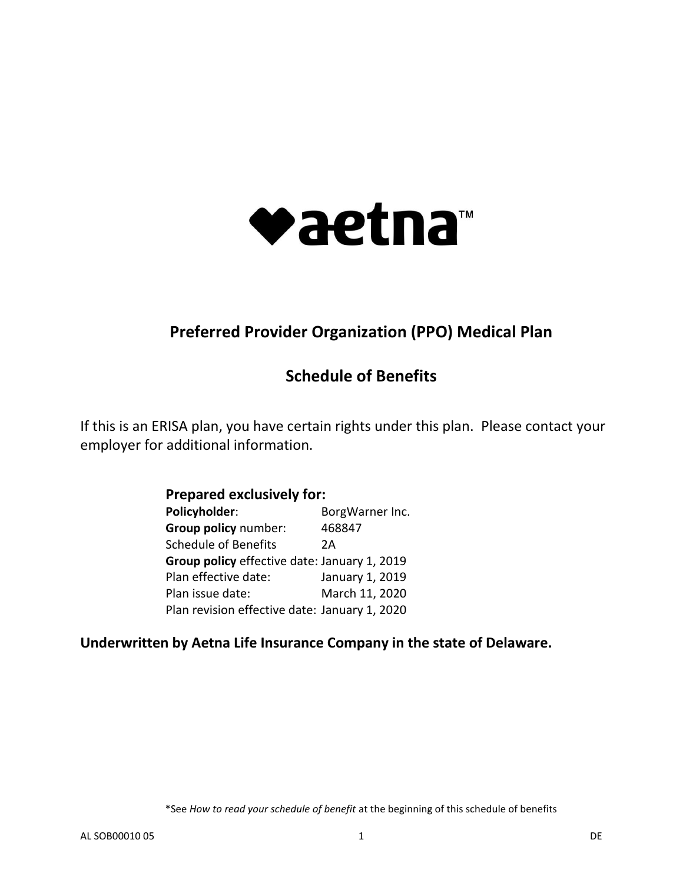aetna™

# Preferred Provider Organization (PPO) Medical Plan

## Schedule of Benefits

If this is an ERISA plan, you have certain rights under this plan. Please contact your employer for additional information.

**Prepared exclusively for:**

**Policyholder**: BorgWarner Inc.
**Group policy** number: 468847
Schedule of Benefits 2A
**Group policy** effective date: January 1, 2019
Plan effective date: January 1, 2019
Plan issue date: March 11, 2020
Plan revision effective date: January 1, 2020

**Underwritten by Aetna Life Insurance Company in the state of Delaware.**

*See *How to read your schedule of benefit* at the beginning of this schedule of benefits

AL SOB00010 05 DE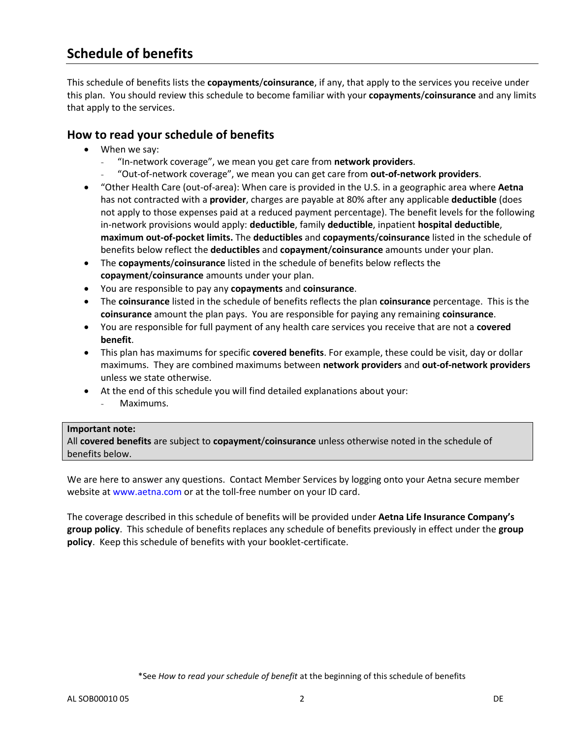## Schedule of benefits

This schedule of benefits lists the **copayments**/**coinsurance**, if any, that apply to the services you receive under this plan. You should review this schedule to become familiar with your **copayments**/**coinsurance** and any limits that apply to the services.

### How to read your schedule of benefits

- When we say:
  - "In-network coverage", we mean you get care from **network providers**.
  - "Out-of-network coverage", we mean you can get care from **out-of-network providers**.
- "Other Health Care (out-of-area): When care is provided in the U.S. in a geographic area where **Aetna** has not contracted with a **provider**, charges are payable at 80% after any applicable **deductible** (does not apply to those expenses paid at a reduced payment percentage). The benefit levels for the following in-network provisions would apply: **deductible**, family **deductible**, inpatient **hospital deductible**, **maximum out-of-pocket limits.** The **deductibles** and **copayments**/**coinsurance** listed in the schedule of benefits below reflect the **deductibles** and **copayment**/**coinsurance** amounts under your plan.
- The **copayments**/**coinsurance** listed in the schedule of benefits below reflects the **copayment**/**coinsurance** amounts under your plan.
- You are responsible to pay any **copayments** and **coinsurance**.
- The **coinsurance** listed in the schedule of benefits reflects the plan **coinsurance** percentage. This is the **coinsurance** amount the plan pays. You are responsible for paying any remaining **coinsurance**.
- You are responsible for full payment of any health care services you receive that are not a **covered benefit**.
- This plan has maximums for specific **covered benefits**. For example, these could be visit, day or dollar maximums. They are combined maximums between **network providers** and **out-of-network providers** unless we state otherwise.
- At the end of this schedule you will find detailed explanations about your:
  - Maximums.

**Important note:**
All **covered benefits** are subject to **copayment**/**coinsurance** unless otherwise noted in the schedule of benefits below.

We are here to answer any questions. Contact Member Services by logging onto your Aetna secure member website at www.aetna.com or at the toll-free number on your ID card.

The coverage described in this schedule of benefits will be provided under **Aetna Life Insurance Company's group policy**. This schedule of benefits replaces any schedule of benefits previously in effect under the **group policy**. Keep this schedule of benefits with your booklet-certificate.

*See *How to read your schedule of benefit* at the beginning of this schedule of benefits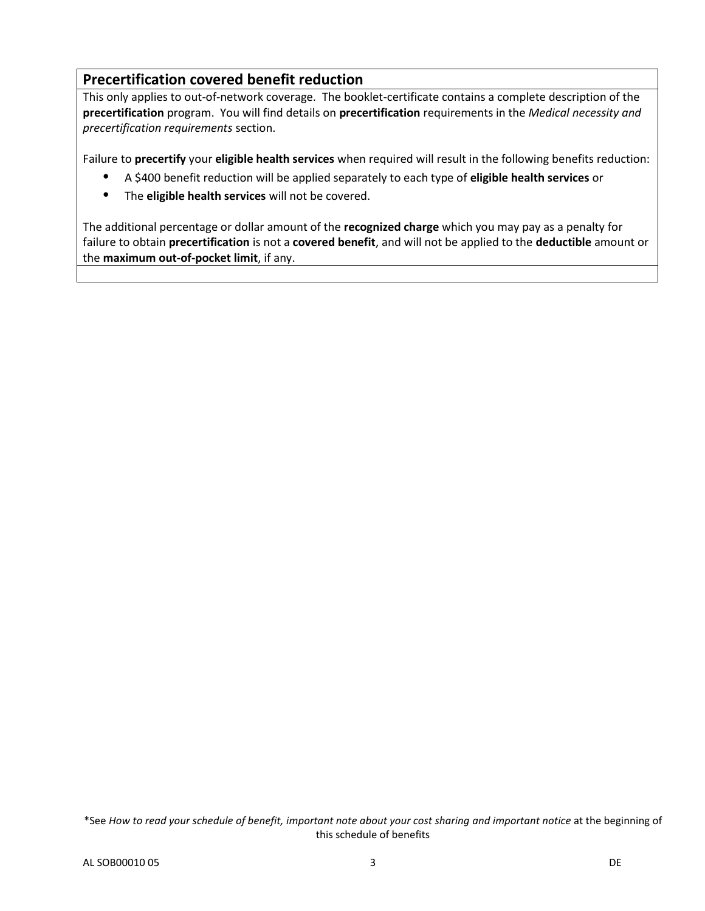## Precertification covered benefit reduction

This only applies to out-of-network coverage. The booklet-certificate contains a complete description of the **precertification** program. You will find details on **precertification** requirements in the *Medical necessity and precertification requirements* section.

Failure to **precertify** your **eligible health services** when required will result in the following benefits reduction:

- A $400 benefit reduction will be applied separately to each type of **eligible health services** or
- The **eligible health services** will not be covered.

The additional percentage or dollar amount of the **recognized charge** which you may pay as a penalty for failure to obtain **precertification** is not a **covered benefit**, and will not be applied to the **deductible** amount or the **maximum out-of-pocket limit**, if any.

*See *How to read your schedule of benefit, important note about your cost sharing and important notice* at the beginning of this schedule of benefits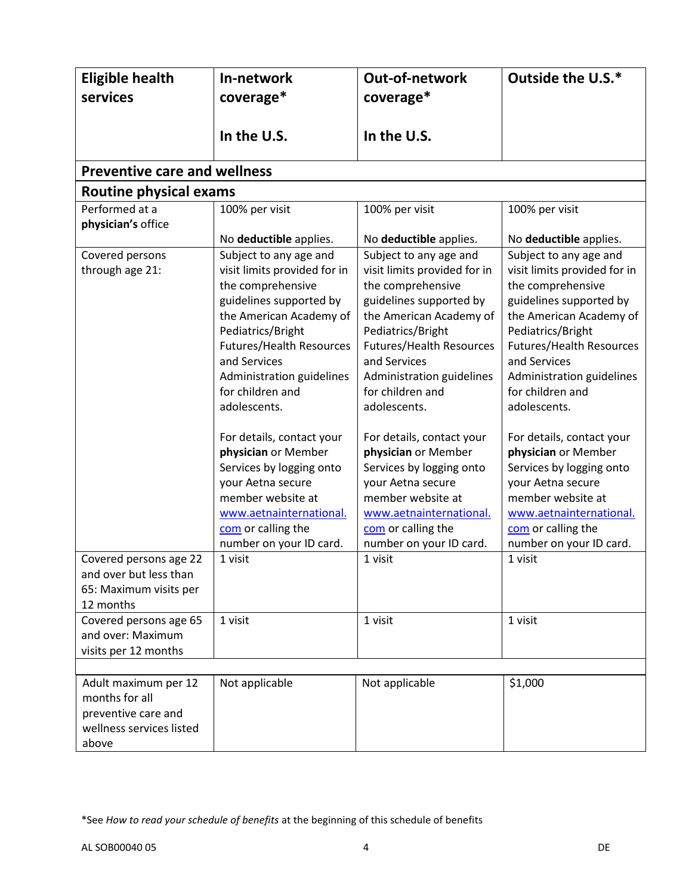| Eligible health services | In-network coverage*<br><br>In the U.S. | Out-of-network coverage*<br><br>In the U.S. | Outside the U.S.* |
|---|---|---|---|
| **Preventive care and wellness** | | | |
| **Routine physical exams** | | | |
| Performed at a **physician's** office | 100% per visit<br><br>No **deductible** applies. | 100% per visit<br><br>No **deductible** applies. | 100% per visit<br><br>No **deductible** applies. |
| Covered persons through age 21: | Subject to any age and visit limits provided for in the comprehensive guidelines supported by the American Academy of Pediatrics/Bright Futures/Health Resources and Services Administration guidelines for children and adolescents.<br><br>For details, contact your **physician** or Member Services by logging onto your Aetna secure member website at www.aetnainternational.com or calling the number on your ID card. | Subject to any age and visit limits provided for in the comprehensive guidelines supported by the American Academy of Pediatrics/Bright Futures/Health Resources and Services Administration guidelines for children and adolescents.<br><br>For details, contact your **physician** or Member Services by logging onto your Aetna secure member website at www.aetnainternational.com or calling the number on your ID card. | Subject to any age and visit limits provided for in the comprehensive guidelines supported by the American Academy of Pediatrics/Bright Futures/Health Resources and Services Administration guidelines for children and adolescents.<br><br>For details, contact your **physician** or Member Services by logging onto your Aetna secure member website at www.aetnainternational.com or calling the number on your ID card. |
| Covered persons age 22 and over but less than 65: Maximum visits per 12 months | 1 visit | 1 visit | 1 visit |
| Covered persons age 65 and over: Maximum visits per 12 months | 1 visit | 1 visit | 1 visit |
| | | | |
| Adult maximum per 12 months for all preventive care and wellness services listed above | Not applicable | Not applicable | $1,000 |

*See *How to read your schedule of benefits* at the beginning of this schedule of benefits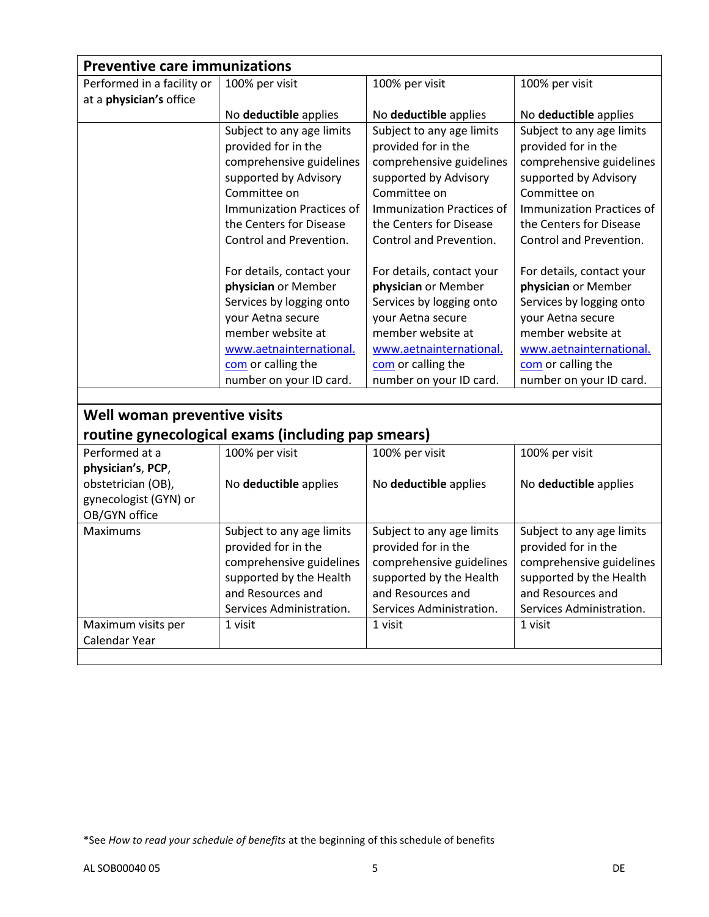| **Preventive care immunizations** | | | |
|---|---|---|---|
| Performed in a facility or at a **physician's** office | 100% per visit<br><br>No **deductible** applies | 100% per visit<br><br>No **deductible** applies | 100% per visit<br><br>No **deductible** applies |
| | Subject to any age limits provided for in the comprehensive guidelines supported by Advisory Committee on Immunization Practices of the Centers for Disease Control and Prevention.<br><br>For details, contact your **physician** or Member Services by logging onto your Aetna secure member website at www.aetnainternational.com or calling the number on your ID card. | Subject to any age limits provided for in the comprehensive guidelines supported by Advisory Committee on Immunization Practices of the Centers for Disease Control and Prevention.<br><br>For details, contact your **physician** or Member Services by logging onto your Aetna secure member website at www.aetnainternational.com or calling the number on your ID card. | Subject to any age limits provided for in the comprehensive guidelines supported by Advisory Committee on Immunization Practices of the Centers for Disease Control and Prevention.<br><br>For details, contact your **physician** or Member Services by logging onto your Aetna secure member website at www.aetnainternational.com or calling the number on your ID card. |

| **Well woman preventive visits<br>routine gynecological exams (including pap smears)** | | | |
|---|---|---|---|
| Performed at a **physician's**, **PCP**, obstetrician (OB), gynecologist (GYN) or OB/GYN office | 100% per visit<br><br>No **deductible** applies | 100% per visit<br><br>No **deductible** applies | 100% per visit<br><br>No **deductible** applies |
| Maximums | Subject to any age limits provided for in the comprehensive guidelines supported by the Health and Resources and Services Administration. | Subject to any age limits provided for in the comprehensive guidelines supported by the Health and Resources and Services Administration. | Subject to any age limits provided for in the comprehensive guidelines supported by the Health and Resources and Services Administration. |
| Maximum visits per Calendar Year | 1 visit | 1 visit | 1 visit |

*See *How to read your schedule of benefits* at the beginning of this schedule of benefits

AL SOB00040 05 DE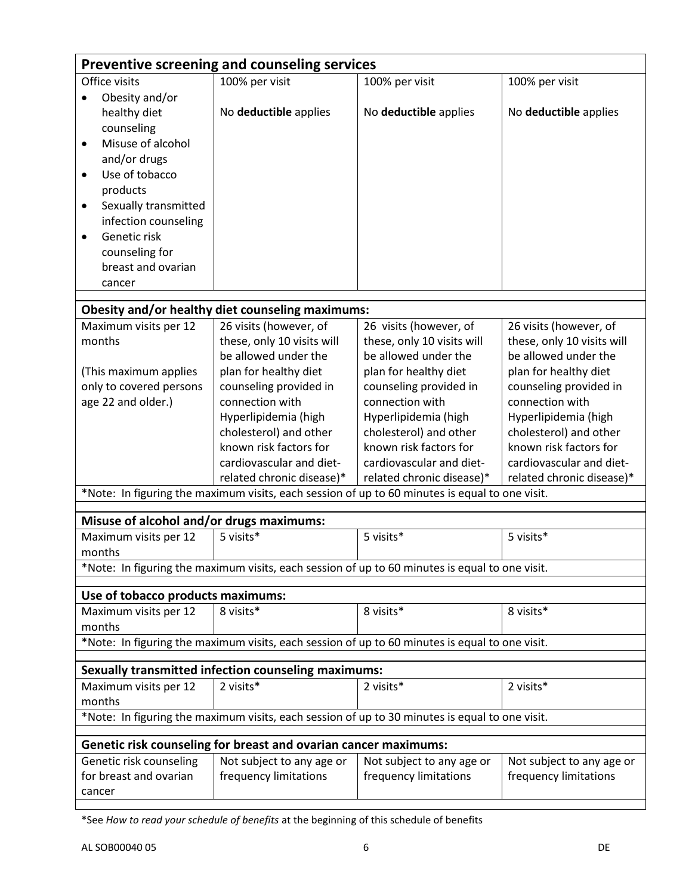| Preventive screening and counseling services | | | |
|---|---|---|---|
| Office visits<br>• Obesity and/or healthy diet counseling<br>• Misuse of alcohol and/or drugs<br>• Use of tobacco products<br>• Sexually transmitted infection counseling<br>• Genetic risk counseling for breast and ovarian cancer | 100% per visit<br><br>No **deductible** applies | 100% per visit<br><br>No **deductible** applies | 100% per visit<br><br>No **deductible** applies |
| **Obesity and/or healthy diet counseling maximums:** | | | |
| Maximum visits per 12 months<br><br>(This maximum applies only to covered persons age 22 and older.) | 26 visits (however, of these, only 10 visits will be allowed under the plan for healthy diet counseling provided in connection with Hyperlipidemia (high cholesterol) and other known risk factors for cardiovascular and diet-related chronic disease)* | 26 visits (however, of these, only 10 visits will be allowed under the plan for healthy diet counseling provided in connection with Hyperlipidemia (high cholesterol) and other known risk factors for cardiovascular and diet-related chronic disease)* | 26 visits (however, of these, only 10 visits will be allowed under the plan for healthy diet counseling provided in connection with Hyperlipidemia (high cholesterol) and other known risk factors for cardiovascular and diet-related chronic disease)* |
| *Note: In figuring the maximum visits, each session of up to 60 minutes is equal to one visit. | | | |
| **Misuse of alcohol and/or drugs maximums:** | | | |
| Maximum visits per 12 months | 5 visits* | 5 visits* | 5 visits* |
| *Note: In figuring the maximum visits, each session of up to 60 minutes is equal to one visit. | | | |
| **Use of tobacco products maximums:** | | | |
| Maximum visits per 12 months | 8 visits* | 8 visits* | 8 visits* |
| *Note: In figuring the maximum visits, each session of up to 60 minutes is equal to one visit. | | | |
| **Sexually transmitted infection counseling maximums:** | | | |
| Maximum visits per 12 months | 2 visits* | 2 visits* | 2 visits* |
| *Note: In figuring the maximum visits, each session of up to 30 minutes is equal to one visit. | | | |
| **Genetic risk counseling for breast and ovarian cancer maximums:** | | | |
| Genetic risk counseling for breast and ovarian cancer | Not subject to any age or frequency limitations | Not subject to any age or frequency limitations | Not subject to any age or frequency limitations |

*See *How to read your schedule of benefits* at the beginning of this schedule of benefits

AL SOB00040 05 DE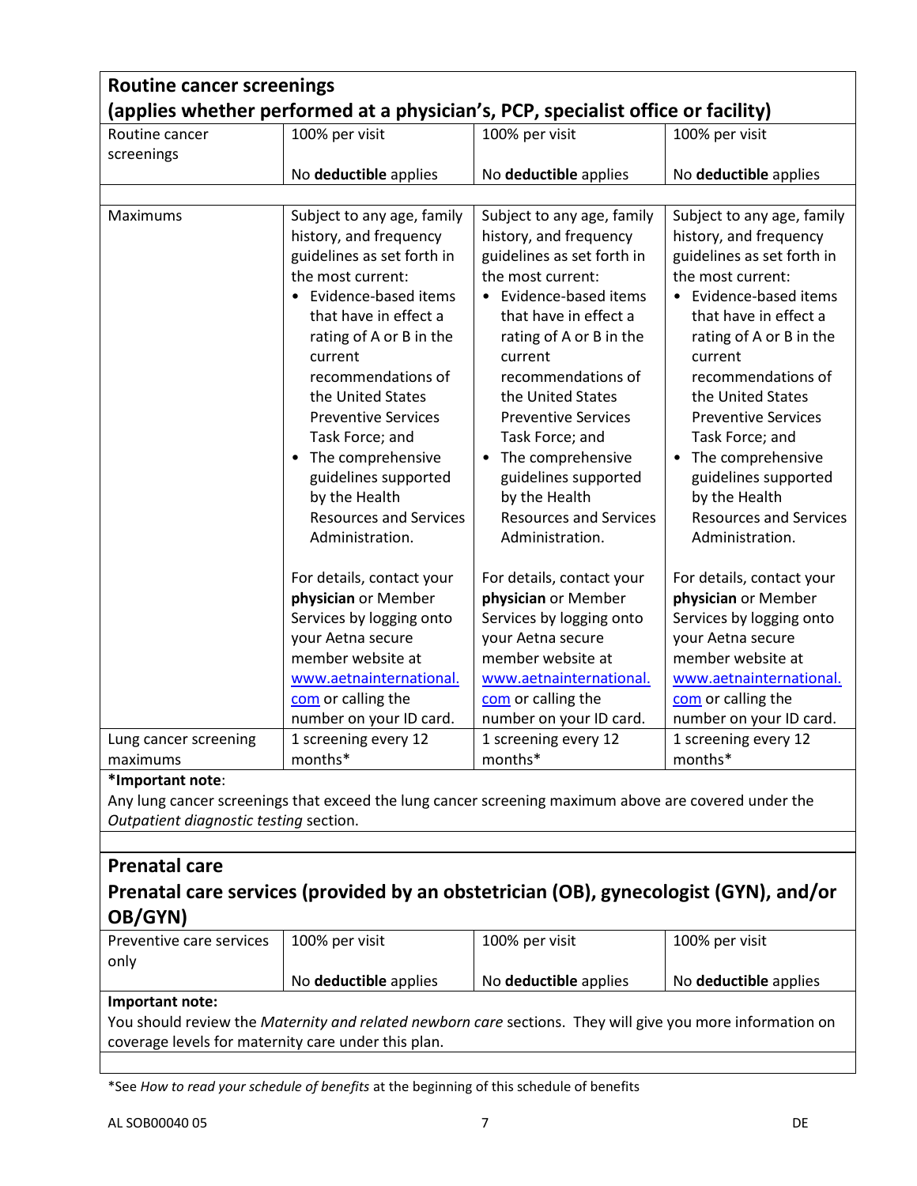## Routine cancer screenings

### (applies whether performed at a physician's, PCP, specialist office or facility)

| | | | |
|---|---|---|---|
| Routine cancer screenings | 100% per visit<br><br>No **deductible** applies | 100% per visit<br><br>No **deductible** applies | 100% per visit<br><br>No **deductible** applies |
| Maximums | Subject to any age, family history, and frequency guidelines as set forth in the most current:<br>• Evidence-based items that have in effect a rating of A or B in the current recommendations of the United States Preventive Services Task Force; and<br>• The comprehensive guidelines supported by the Health Resources and Services Administration.<br><br>For details, contact your **physician** or Member Services by logging onto your Aetna secure member website at www.aetnainternational.com or calling the number on your ID card. | Subject to any age, family history, and frequency guidelines as set forth in the most current:<br>• Evidence-based items that have in effect a rating of A or B in the current recommendations of the United States Preventive Services Task Force; and<br>• The comprehensive guidelines supported by the Health Resources and Services Administration.<br><br>For details, contact your **physician** or Member Services by logging onto your Aetna secure member website at www.aetnainternational.com or calling the number on your ID card. | Subject to any age, family history, and frequency guidelines as set forth in the most current:<br>• Evidence-based items that have in effect a rating of A or B in the current recommendations of the United States Preventive Services Task Force; and<br>• The comprehensive guidelines supported by the Health Resources and Services Administration.<br><br>For details, contact your **physician** or Member Services by logging onto your Aetna secure member website at www.aetnainternational.com or calling the number on your ID card. |
| Lung cancer screening maximums | 1 screening every 12 months* | 1 screening every 12 months* | 1 screening every 12 months* |

***Important note**:
Any lung cancer screenings that exceed the lung cancer screening maximum above are covered under the *Outpatient diagnostic testing* section.

## Prenatal care

### Prenatal care services (provided by an obstetrician (OB), gynecologist (GYN), and/or OB/GYN)

| | | | |
|---|---|---|---|
| Preventive care services only | 100% per visit<br><br>No **deductible** applies | 100% per visit<br><br>No **deductible** applies | 100% per visit<br><br>No **deductible** applies |

**Important note:**
You should review the *Maternity and related newborn care* sections. They will give you more information on coverage levels for maternity care under this plan.

*See *How to read your schedule of benefits* at the beginning of this schedule of benefits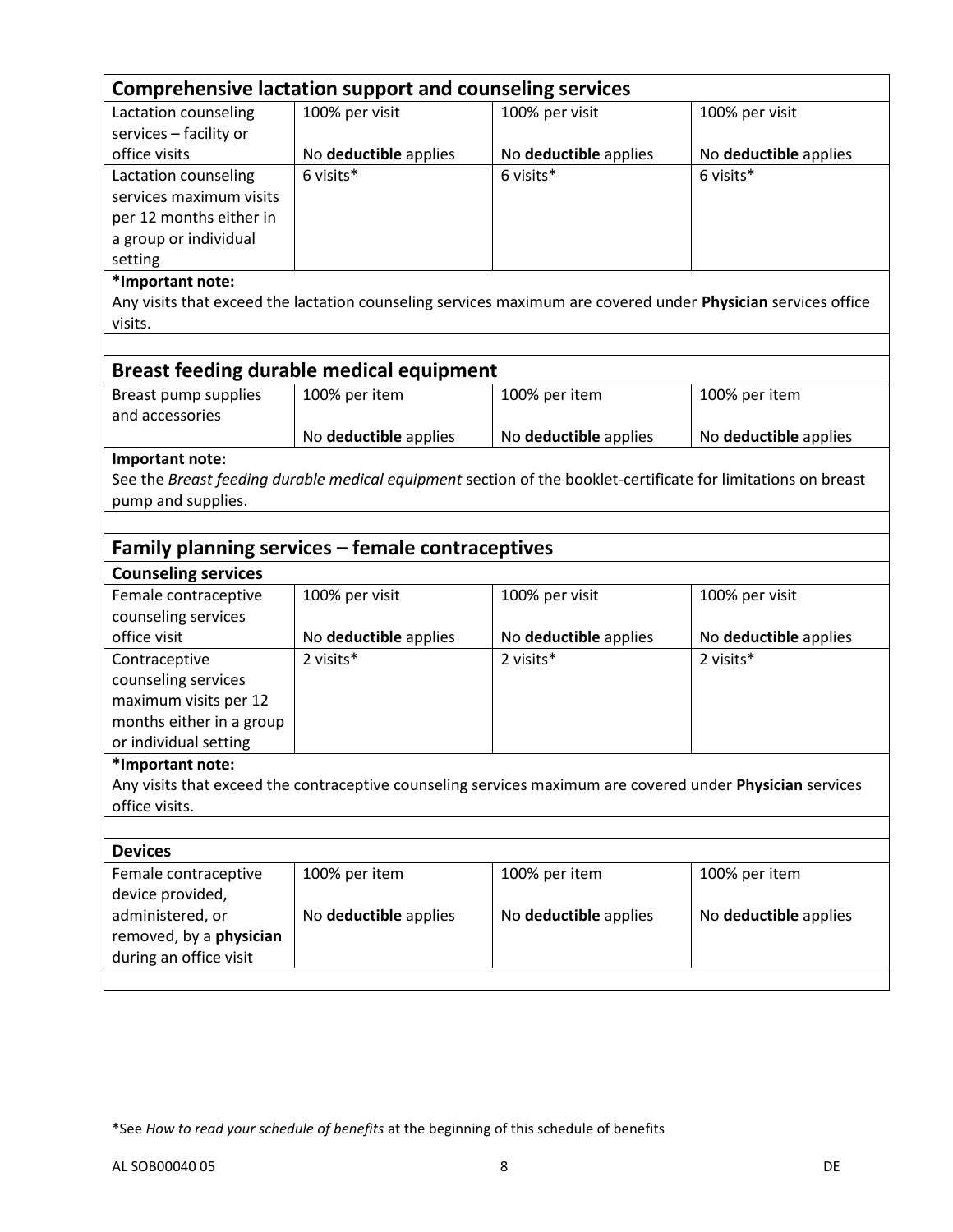### Comprehensive lactation support and counseling services

| | | | |
|---|---|---|---|
| Lactation counseling services – facility or office visits | 100% per visit<br><br>No **deductible** applies | 100% per visit<br><br>No **deductible** applies | 100% per visit<br><br>No **deductible** applies |
| Lactation counseling services maximum visits per 12 months either in a group or individual setting | 6 visits* | 6 visits* | 6 visits* |

***Important note:**
Any visits that exceed the lactation counseling services maximum are covered under **Physician** services office visits.

### Breast feeding durable medical equipment

| | | | |
|---|---|---|---|
| Breast pump supplies and accessories | 100% per item<br><br>No **deductible** applies | 100% per item<br><br>No **deductible** applies | 100% per item<br><br>No **deductible** applies |

**Important note:**
See the *Breast feeding durable medical equipment* section of the booklet-certificate for limitations on breast pump and supplies.

### Family planning services – female contraceptives

#### Counseling services

| | | | |
|---|---|---|---|
| Female contraceptive counseling services office visit | 100% per visit<br><br>No **deductible** applies | 100% per visit<br><br>No **deductible** applies | 100% per visit<br><br>No **deductible** applies |
| Contraceptive counseling services maximum visits per 12 months either in a group or individual setting | 2 visits* | 2 visits* | 2 visits* |

***Important note:**
Any visits that exceed the contraceptive counseling services maximum are covered under **Physician** services office visits.

#### Devices

| | | | |
|---|---|---|---|
| Female contraceptive device provided, administered, or removed, by a **physician** during an office visit | 100% per item<br><br>No **deductible** applies | 100% per item<br><br>No **deductible** applies | 100% per item<br><br>No **deductible** applies |

*See *How to read your schedule of benefits* at the beginning of this schedule of benefits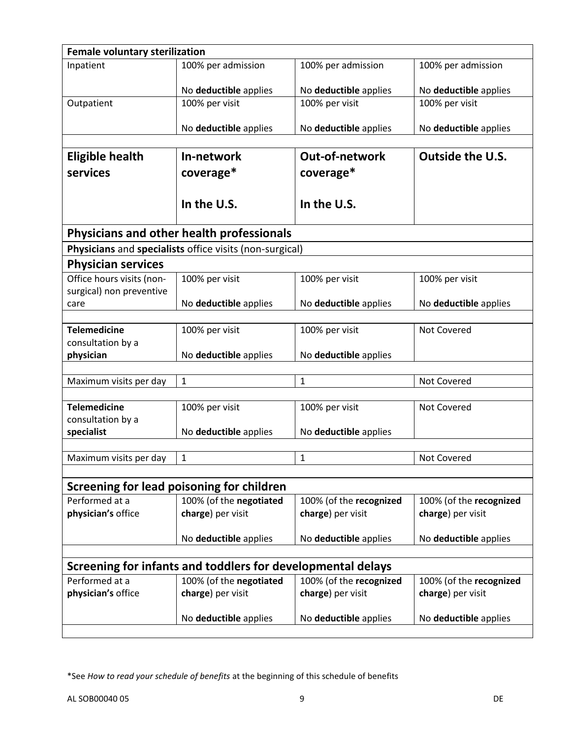| **Female voluntary sterilization** | | | |
|---|---|---|---|
| Inpatient | 100% per admission<br><br>No **deductible** applies | 100% per admission<br><br>No **deductible** applies | 100% per admission<br><br>No **deductible** applies |
| Outpatient | 100% per visit<br><br>No **deductible** applies | 100% per visit<br><br>No **deductible** applies | 100% per visit<br><br>No **deductible** applies |

| **Eligible health services** | **In-network coverage\***<br><br>**In the U.S.** | **Out-of-network coverage\***<br><br>**In the U.S.** | **Outside the U.S.** |
|---|---|---|---|
| **Physicians and other health professionals** | | | |
| **Physicians** and **specialists** office visits (non-surgical) | | | |
| **Physician services** | | | |
| Office hours visits (non-surgical) non preventive care | 100% per visit<br><br>No **deductible** applies | 100% per visit<br><br>No **deductible** applies | 100% per visit<br><br>No **deductible** applies |
| **Telemedicine** consultation by a **physician** | 100% per visit<br><br>No **deductible** applies | 100% per visit<br><br>No **deductible** applies | Not Covered |
| Maximum visits per day | 1 | 1 | Not Covered |
| **Telemedicine** consultation by a **specialist** | 100% per visit<br><br>No **deductible** applies | 100% per visit<br><br>No **deductible** applies | Not Covered |
| Maximum visits per day | 1 | 1 | Not Covered |
| **Screening for lead poisoning for children** | | | |
| Performed at a **physician's** office | 100% (of the **negotiated charge**) per visit<br><br>No **deductible** applies | 100% (of the **recognized charge**) per visit<br><br>No **deductible** applies | 100% (of the **recognized charge**) per visit<br><br>No **deductible** applies |
| **Screening for infants and toddlers for developmental delays** | | | |
| Performed at a **physician's** office | 100% (of the **negotiated charge**) per visit<br><br>No **deductible** applies | 100% (of the **recognized charge**) per visit<br><br>No **deductible** applies | 100% (of the **recognized charge**) per visit<br><br>No **deductible** applies |

*See *How to read your schedule of benefits* at the beginning of this schedule of benefits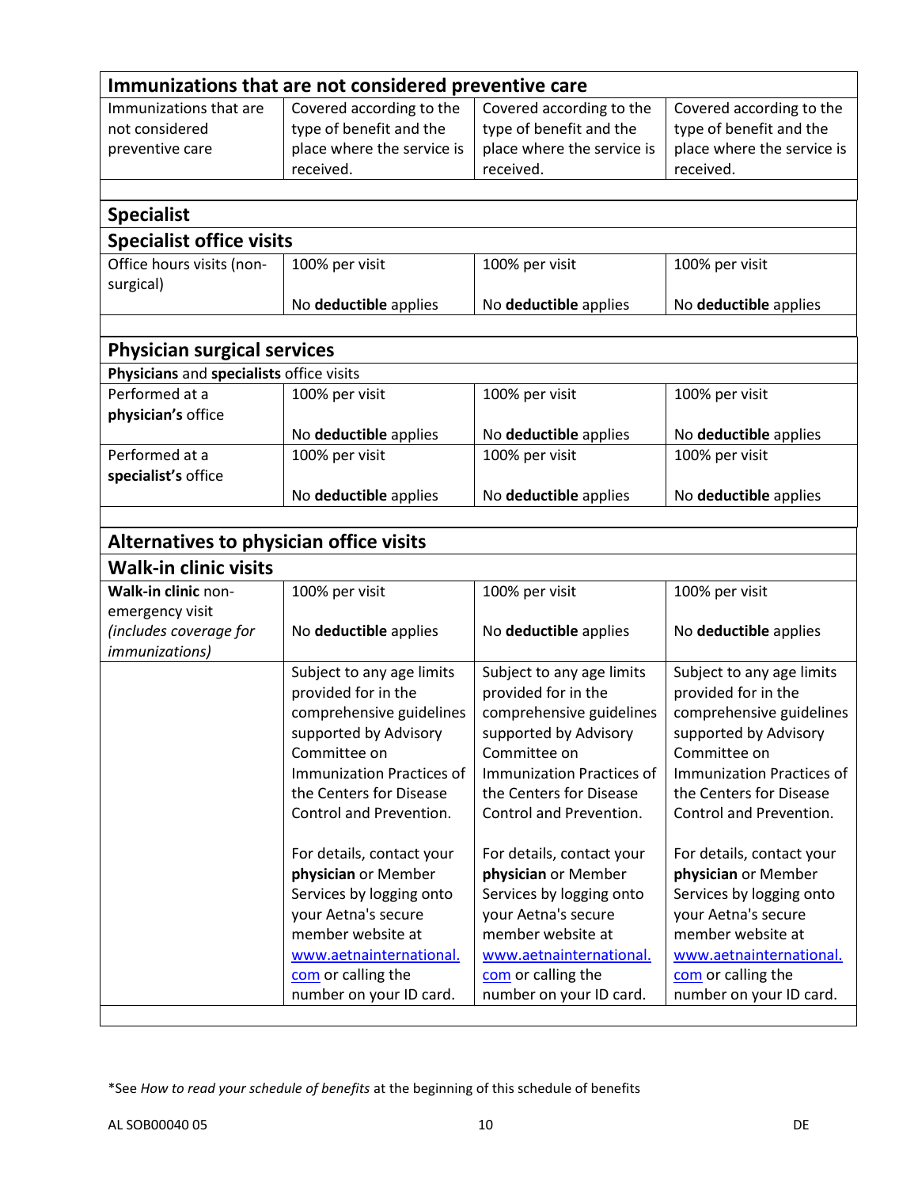| **Immunizations that are not considered preventive care** | | | |
|---|---|---|---|
| Immunizations that are not considered preventive care | Covered according to the type of benefit and the place where the service is received. | Covered according to the type of benefit and the place where the service is received. | Covered according to the type of benefit and the place where the service is received. |
| | | | |
| **Specialist** | | | |
| **Specialist office visits** | | | |
| Office hours visits (non-surgical) | 100% per visit<br><br>No **deductible** applies | 100% per visit<br><br>No **deductible** applies | 100% per visit<br><br>No **deductible** applies |
| | | | |
| **Physician surgical services** | | | |
| **Physicians** and **specialists** office visits | | | |
| Performed at a **physician's** office | 100% per visit<br><br>No **deductible** applies | 100% per visit<br><br>No **deductible** applies | 100% per visit<br><br>No **deductible** applies |
| Performed at a **specialist's** office | 100% per visit<br><br>No **deductible** applies | 100% per visit<br><br>No **deductible** applies | 100% per visit<br><br>No **deductible** applies |
| | | | |
| **Alternatives to physician office visits** | | | |
| **Walk-in clinic visits** | | | |
| **Walk-in clinic** non-emergency visit *(includes coverage for immunizations)* | 100% per visit<br><br>No **deductible** applies | 100% per visit<br><br>No **deductible** applies | 100% per visit<br><br>No **deductible** applies |
| | Subject to any age limits provided for in the comprehensive guidelines supported by Advisory Committee on Immunization Practices of the Centers for Disease Control and Prevention.<br><br>For details, contact your **physician** or Member Services by logging onto your Aetna's secure member website at www.aetnainternational.com or calling the number on your ID card. | Subject to any age limits provided for in the comprehensive guidelines supported by Advisory Committee on Immunization Practices of the Centers for Disease Control and Prevention.<br><br>For details, contact your **physician** or Member Services by logging onto your Aetna's secure member website at www.aetnainternational.com or calling the number on your ID card. | Subject to any age limits provided for in the comprehensive guidelines supported by Advisory Committee on Immunization Practices of the Centers for Disease Control and Prevention.<br><br>For details, contact your **physician** or Member Services by logging onto your Aetna's secure member website at www.aetnainternational.com or calling the number on your ID card. |

*See *How to read your schedule of benefits* at the beginning of this schedule of benefits

AL SOB00040 05 DE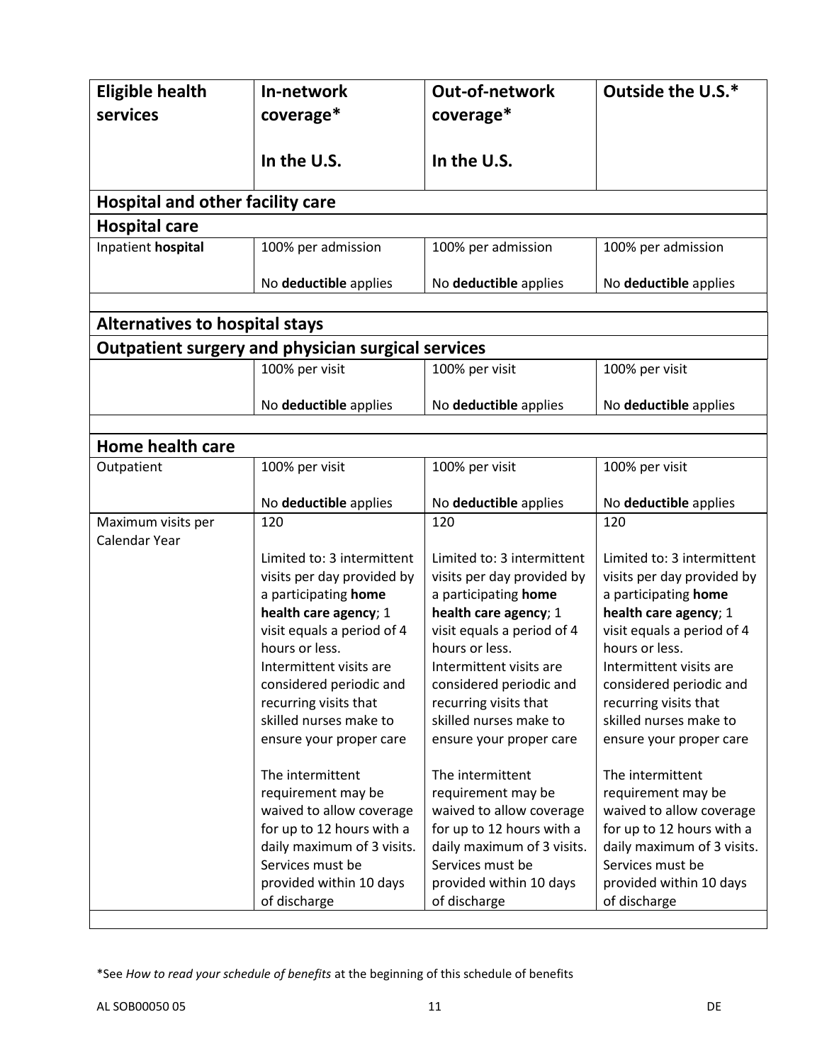| **Eligible health services** | **In-network coverage*<br><br>In the U.S.** | **Out-of-network coverage*<br><br>In the U.S.** | **Outside the U.S.*** |
|---|---|---|---|
| **Hospital and other facility care** | | | |
| **Hospital care** | | | |
| Inpatient **hospital** | 100% per admission<br><br>No **deductible** applies | 100% per admission<br><br>No **deductible** applies | 100% per admission<br><br>No **deductible** applies |
| | | | |
| **Alternatives to hospital stays** | | | |
| **Outpatient surgery and physician surgical services** | | | |
| | 100% per visit<br><br>No **deductible** applies | 100% per visit<br><br>No **deductible** applies | 100% per visit<br><br>No **deductible** applies |
| | | | |
| **Home health care** | | | |
| Outpatient | 100% per visit<br><br>No **deductible** applies | 100% per visit<br><br>No **deductible** applies | 100% per visit<br><br>No **deductible** applies |
| Maximum visits per Calendar Year | 120<br><br>Limited to: 3 intermittent visits per day provided by a participating **home health care agency**; 1 visit equals a period of 4 hours or less. Intermittent visits are considered periodic and recurring visits that skilled nurses make to ensure your proper care<br><br>The intermittent requirement may be waived to allow coverage for up to 12 hours with a daily maximum of 3 visits. Services must be provided within 10 days of discharge | 120<br><br>Limited to: 3 intermittent visits per day provided by a participating **home health care agency**; 1 visit equals a period of 4 hours or less. Intermittent visits are considered periodic and recurring visits that skilled nurses make to ensure your proper care<br><br>The intermittent requirement may be waived to allow coverage for up to 12 hours with a daily maximum of 3 visits. Services must be provided within 10 days of discharge | 120<br><br>Limited to: 3 intermittent visits per day provided by a participating **home health care agency**; 1 visit equals a period of 4 hours or less. Intermittent visits are considered periodic and recurring visits that skilled nurses make to ensure your proper care<br><br>The intermittent requirement may be waived to allow coverage for up to 12 hours with a daily maximum of 3 visits. Services must be provided within 10 days of discharge |

*See *How to read your schedule of benefits* at the beginning of this schedule of benefits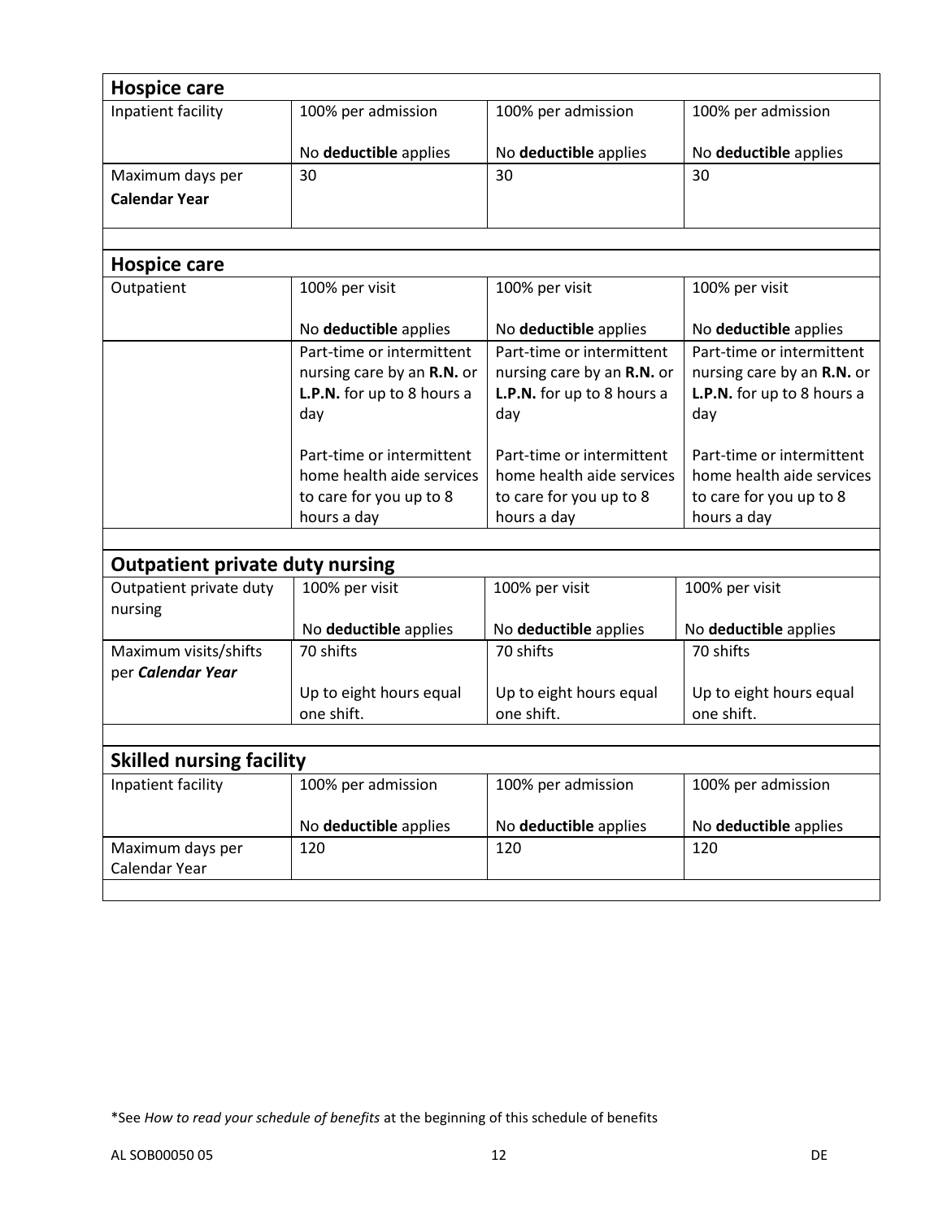| **Hospice care** | | | |
|---|---|---|---|
| Inpatient facility | 100% per admission<br><br>No **deductible** applies | 100% per admission<br><br>No **deductible** applies | 100% per admission<br><br>No **deductible** applies |
| Maximum days per **Calendar Year** | 30 | 30 | 30 |

| **Hospice care** | | | |
|---|---|---|---|
| Outpatient | 100% per visit<br><br>No **deductible** applies | 100% per visit<br><br>No **deductible** applies | 100% per visit<br><br>No **deductible** applies |
| | Part-time or intermittent nursing care by an **R.N.** or **L.P.N.** for up to 8 hours a day<br><br>Part-time or intermittent home health aide services to care for you up to 8 hours a day | Part-time or intermittent nursing care by an **R.N.** or **L.P.N.** for up to 8 hours a day<br><br>Part-time or intermittent home health aide services to care for you up to 8 hours a day | Part-time or intermittent nursing care by an **R.N.** or **L.P.N.** for up to 8 hours a day<br><br>Part-time or intermittent home health aide services to care for you up to 8 hours a day |

| **Outpatient private duty nursing** | | | |
|---|---|---|---|
| Outpatient private duty nursing | 100% per visit<br><br>No **deductible** applies | 100% per visit<br><br>No **deductible** applies | 100% per visit<br><br>No **deductible** applies |
| Maximum visits/shifts per ***Calendar Year*** | 70 shifts<br><br>Up to eight hours equal one shift. | 70 shifts<br><br>Up to eight hours equal one shift. | 70 shifts<br><br>Up to eight hours equal one shift. |

| **Skilled nursing facility** | | | |
|---|---|---|---|
| Inpatient facility | 100% per admission<br><br>No **deductible** applies | 100% per admission<br><br>No **deductible** applies | 100% per admission<br><br>No **deductible** applies |
| Maximum days per Calendar Year | 120 | 120 | 120 |

*See *How to read your schedule of benefits* at the beginning of this schedule of benefits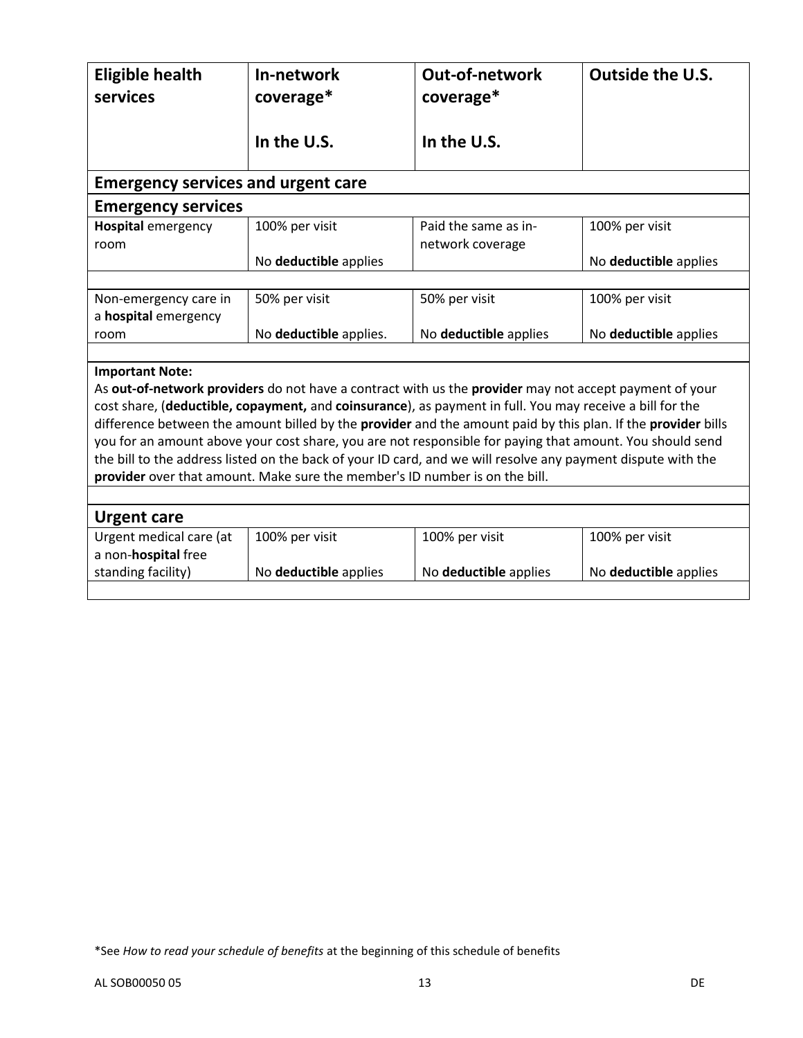| **Eligible health services** | **In-network coverage*** <br><br> **In the U.S.** | **Out-of-network coverage*** <br><br> **In the U.S.** | **Outside the U.S.** |
|---|---|---|---|
| **Emergency services and urgent care** | | | |
| **Emergency services** | | | |
| **Hospital** emergency room | 100% per visit <br><br> No **deductible** applies | Paid the same as in-network coverage | 100% per visit <br><br> No **deductible** applies |
| Non-emergency care in a **hospital** emergency room | 50% per visit <br><br> No **deductible** applies. | 50% per visit <br><br> No **deductible** applies | 100% per visit <br><br> No **deductible** applies |

**Important Note:**
As **out-of-network providers** do not have a contract with us the **provider** may not accept payment of your cost share, (**deductible, copayment,** and **coinsurance**), as payment in full. You may receive a bill for the difference between the amount billed by the **provider** and the amount paid by this plan. If the **provider** bills you for an amount above your cost share, you are not responsible for paying that amount. You should send the bill to the address listed on the back of your ID card, and we will resolve any payment dispute with the **provider** over that amount. Make sure the member's ID number is on the bill.

| **Urgent care** | | | |
|---|---|---|---|
| Urgent medical care (at a non-**hospital** free standing facility) | 100% per visit <br><br> No **deductible** applies | 100% per visit <br><br> No **deductible** applies | 100% per visit <br><br> No **deductible** applies |

*See *How to read your schedule of benefits* at the beginning of this schedule of benefits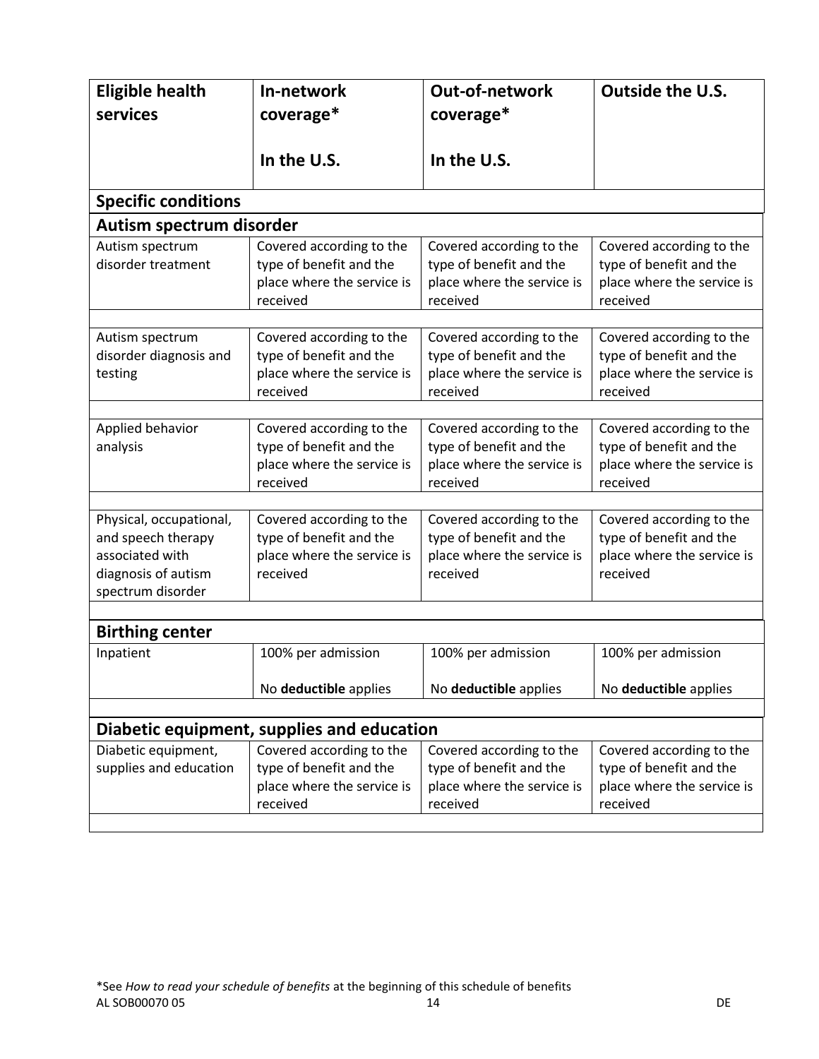| **Eligible health services** | **In-network coverage*** <br><br> **In the U.S.** | **Out-of-network coverage*** <br><br> **In the U.S.** | **Outside the U.S.** |
|---|---|---|---|
| **Specific conditions** | | | |
| **Autism spectrum disorder** | | | |
| Autism spectrum disorder treatment | Covered according to the type of benefit and the place where the service is received | Covered according to the type of benefit and the place where the service is received | Covered according to the type of benefit and the place where the service is received |
| Autism spectrum disorder diagnosis and testing | Covered according to the type of benefit and the place where the service is received | Covered according to the type of benefit and the place where the service is received | Covered according to the type of benefit and the place where the service is received |
| Applied behavior analysis | Covered according to the type of benefit and the place where the service is received | Covered according to the type of benefit and the place where the service is received | Covered according to the type of benefit and the place where the service is received |
| Physical, occupational, and speech therapy associated with diagnosis of autism spectrum disorder | Covered according to the type of benefit and the place where the service is received | Covered according to the type of benefit and the place where the service is received | Covered according to the type of benefit and the place where the service is received |
| **Birthing center** | | | |
| Inpatient | 100% per admission <br><br> No **deductible** applies | 100% per admission <br><br> No **deductible** applies | 100% per admission <br><br> No **deductible** applies |
| **Diabetic equipment, supplies and education** | | | |
| Diabetic equipment, supplies and education | Covered according to the type of benefit and the place where the service is received | Covered according to the type of benefit and the place where the service is received | Covered according to the type of benefit and the place where the service is received |

*See *How to read your schedule of benefits* at the beginning of this schedule of benefits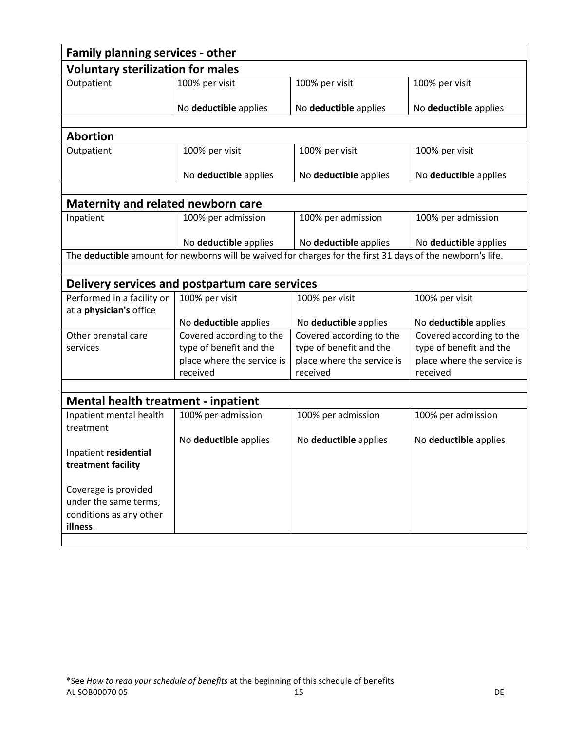| Family planning services - other | | | |
|---|---|---|---|
| **Voluntary sterilization for males** | | | |
| Outpatient | 100% per visit<br><br>No **deductible** applies | 100% per visit<br><br>No **deductible** applies | 100% per visit<br><br>No **deductible** applies |
| | | | |
| **Abortion** | | | |
| Outpatient | 100% per visit<br><br>No **deductible** applies | 100% per visit<br><br>No **deductible** applies | 100% per visit<br><br>No **deductible** applies |
| | | | |
| **Maternity and related newborn care** | | | |
| Inpatient | 100% per admission<br><br>No **deductible** applies | 100% per admission<br><br>No **deductible** applies | 100% per admission<br><br>No **deductible** applies |
| The **deductible** amount for newborns will be waived for charges for the first 31 days of the newborn's life. | | | |
| | | | |
| **Delivery services and postpartum care services** | | | |
| Performed in a facility or at a **physician's** office | 100% per visit<br><br>No **deductible** applies | 100% per visit<br><br>No **deductible** applies | 100% per visit<br><br>No **deductible** applies |
| Other prenatal care services | Covered according to the type of benefit and the place where the service is received | Covered according to the type of benefit and the place where the service is received | Covered according to the type of benefit and the place where the service is received |
| | | | |
| **Mental health treatment - inpatient** | | | |
| Inpatient mental health treatment<br><br>Inpatient **residential treatment facility**<br><br>Coverage is provided under the same terms, conditions as any other **illness**. | 100% per admission<br><br>No **deductible** applies | 100% per admission<br><br>No **deductible** applies | 100% per admission<br><br>No **deductible** applies |

\*See *How to read your schedule of benefits* at the beginning of this schedule of benefits

AL SOB00070 05 DE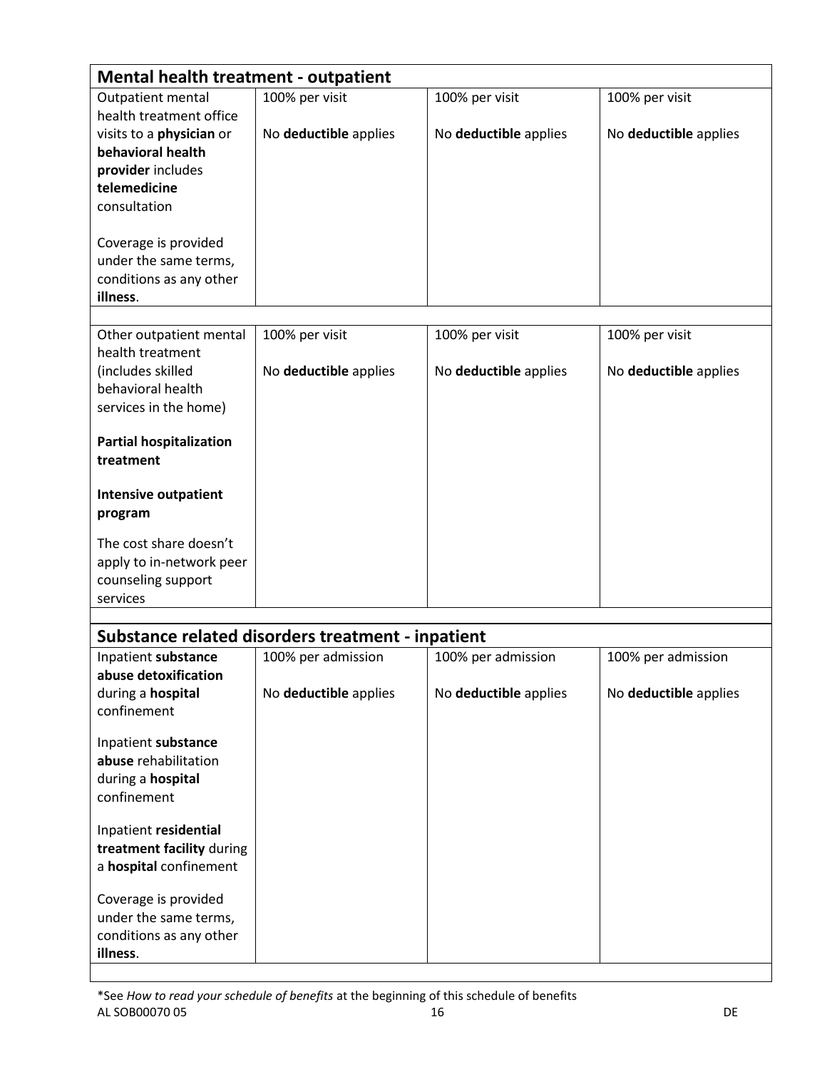| **Mental health treatment - outpatient** | | | |
|---|---|---|---|
| Outpatient mental health treatment office visits to a **physician** or **behavioral health provider** includes **telemedicine** consultation<br><br>Coverage is provided under the same terms, conditions as any other **illness**. | 100% per visit<br><br>No **deductible** applies | 100% per visit<br><br>No **deductible** applies | 100% per visit<br><br>No **deductible** applies |
| Other outpatient mental health treatment (includes skilled behavioral health services in the home)<br><br>**Partial hospitalization treatment**<br><br>**Intensive outpatient program**<br><br>The cost share doesn't apply to in-network peer counseling support services | 100% per visit<br><br>No **deductible** applies | 100% per visit<br><br>No **deductible** applies | 100% per visit<br><br>No **deductible** applies |

| **Substance related disorders treatment - inpatient** | | | |
|---|---|---|---|
| Inpatient **substance abuse detoxification** during a **hospital** confinement<br><br>Inpatient **substance abuse** rehabilitation during a **hospital** confinement<br><br>Inpatient **residential treatment facility** during a **hospital** confinement<br><br>Coverage is provided under the same terms, conditions as any other **illness**. | 100% per admission<br><br>No **deductible** applies | 100% per admission<br><br>No **deductible** applies | 100% per admission<br><br>No **deductible** applies |

*See *How to read your schedule of benefits* at the beginning of this schedule of benefits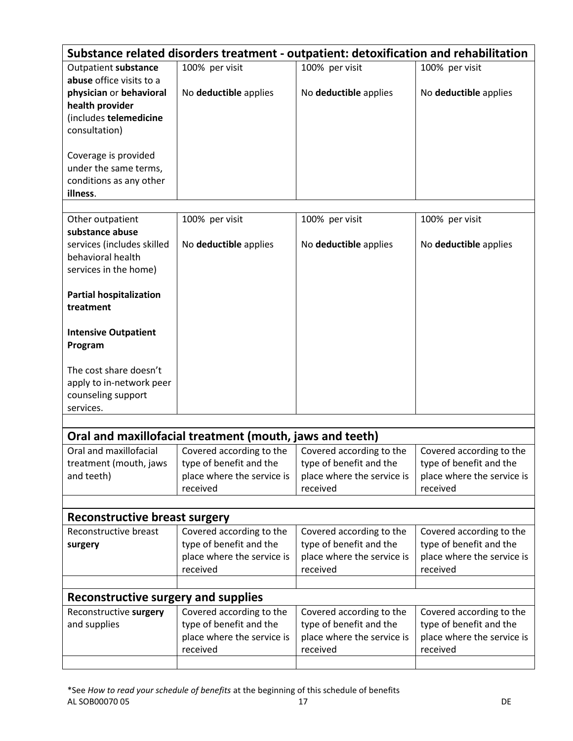## Substance related disorders treatment - outpatient: detoxification and rehabilitation

| | | | |
|---|---|---|---|
| Outpatient **substance abuse** office visits to a **physician** or **behavioral health provider** (includes **telemedicine** consultation)<br><br>Coverage is provided under the same terms, conditions as any other **illness**. | 100% per visit<br><br>No **deductible** applies | 100% per visit<br><br>No **deductible** applies | 100% per visit<br><br>No **deductible** applies |
| Other outpatient **substance abuse** services (includes skilled behavioral health services in the home)<br><br>**Partial hospitalization treatment**<br><br>**Intensive Outpatient Program**<br><br>The cost share doesn't apply to in-network peer counseling support services. | 100% per visit<br><br>No **deductible** applies | 100% per visit<br><br>No **deductible** applies | 100% per visit<br><br>No **deductible** applies |

## Oral and maxillofacial treatment (mouth, jaws and teeth)

| | | | |
|---|---|---|---|
| Oral and maxillofacial treatment (mouth, jaws and teeth) | Covered according to the type of benefit and the place where the service is received | Covered according to the type of benefit and the place where the service is received | Covered according to the type of benefit and the place where the service is received |

## Reconstructive breast surgery

| | | | |
|---|---|---|---|
| Reconstructive breast **surgery** | Covered according to the type of benefit and the place where the service is received | Covered according to the type of benefit and the place where the service is received | Covered according to the type of benefit and the place where the service is received |

## Reconstructive surgery and supplies

| | | | |
|---|---|---|---|
| Reconstructive **surgery** and supplies | Covered according to the type of benefit and the place where the service is received | Covered according to the type of benefit and the place where the service is received | Covered according to the type of benefit and the place where the service is received |

*See *How to read your schedule of benefits* at the beginning of this schedule of benefits

AL SOB00070 05 DE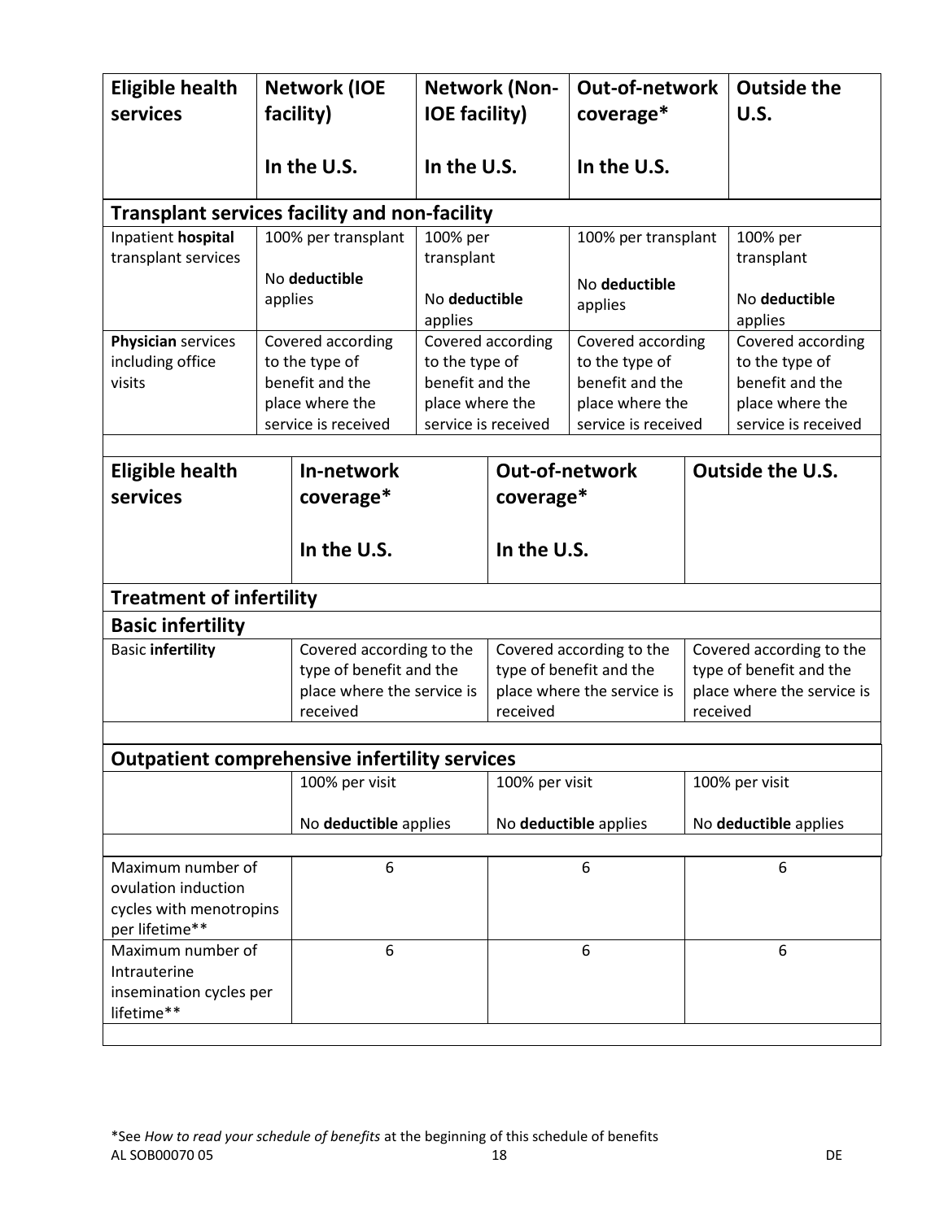| **Eligible health services** | **Network (IOE facility)**<br><br>**In the U.S.** | **Network (Non-IOE facility)**<br><br>**In the U.S.** | **Out-of-network coverage***<br><br>**In the U.S.** | **Outside the U.S.** |
|---|---|---|---|---|
| **Transplant services facility and non-facility** | | | | |
| Inpatient **hospital** transplant services | 100% per transplant<br><br>No **deductible** applies | 100% per transplant<br><br>No **deductible** applies | 100% per transplant<br><br>No **deductible** applies | 100% per transplant<br><br>No **deductible** applies |
| **Physician** services including office visits | Covered according to the type of benefit and the place where the service is received | Covered according to the type of benefit and the place where the service is received | Covered according to the type of benefit and the place where the service is received | Covered according to the type of benefit and the place where the service is received |

| **Eligible health services** | **In-network coverage***<br><br>**In the U.S.** | **Out-of-network coverage***<br><br>**In the U.S.** | **Outside the U.S.** |
|---|---|---|---|
| **Treatment of infertility** | | | |
| **Basic infertility** | | | |
| Basic **infertility** | Covered according to the type of benefit and the place where the service is received | Covered according to the type of benefit and the place where the service is received | Covered according to the type of benefit and the place where the service is received |
| **Outpatient comprehensive infertility services** | | | |
| | 100% per visit<br><br>No **deductible** applies | 100% per visit<br><br>No **deductible** applies | 100% per visit<br><br>No **deductible** applies |
| Maximum number of ovulation induction cycles with menotropins per lifetime** | 6 | 6 | 6 |
| Maximum number of Intrauterine insemination cycles per lifetime** | 6 | 6 | 6 |

*See *How to read your schedule of benefits* at the beginning of this schedule of benefits

AL SOB00070 05 DE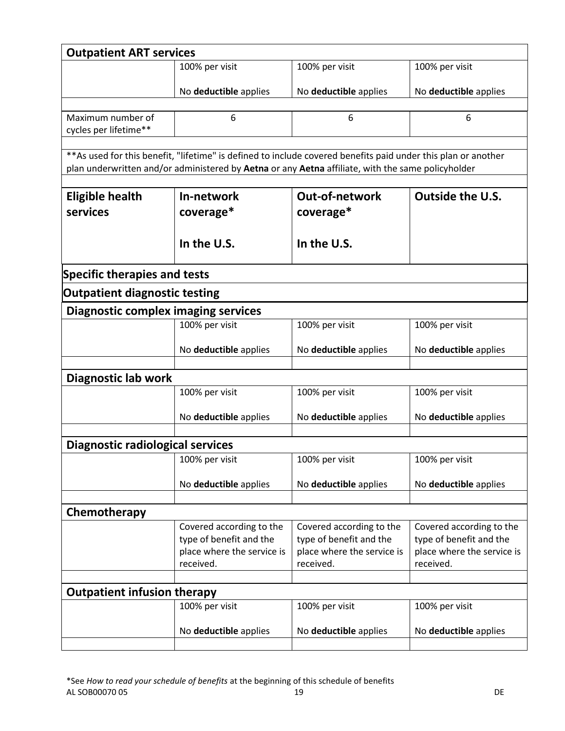| Outpatient ART services | | | |
|---|---|---|---|
| | 100% per visit<br><br>No **deductible** applies | 100% per visit<br><br>No **deductible** applies | 100% per visit<br><br>No **deductible** applies |
| Maximum number of cycles per lifetime** | 6 | 6 | 6 |

**As used for this benefit, "lifetime" is defined to include covered benefits paid under this plan or another plan underwritten and/or administered by **Aetna** or any **Aetna** affiliate, with the same policyholder

| Eligible health services | In-network coverage*<br><br>In the U.S. | Out-of-network coverage*<br><br>In the U.S. | Outside the U.S. |
|---|---|---|---|
| **Specific therapies and tests** | | | |
| **Outpatient diagnostic testing** | | | |
| **Diagnostic complex imaging services** | | | |
| | 100% per visit<br><br>No **deductible** applies | 100% per visit<br><br>No **deductible** applies | 100% per visit<br><br>No **deductible** applies |
| **Diagnostic lab work** | | | |
| | 100% per visit<br><br>No **deductible** applies | 100% per visit<br><br>No **deductible** applies | 100% per visit<br><br>No **deductible** applies |
| **Diagnostic radiological services** | | | |
| | 100% per visit<br><br>No **deductible** applies | 100% per visit<br><br>No **deductible** applies | 100% per visit<br><br>No **deductible** applies |
| **Chemotherapy** | | | |
| | Covered according to the type of benefit and the place where the service is received. | Covered according to the type of benefit and the place where the service is received. | Covered according to the type of benefit and the place where the service is received. |
| **Outpatient infusion therapy** | | | |
| | 100% per visit<br><br>No **deductible** applies | 100% per visit<br><br>No **deductible** applies | 100% per visit<br><br>No **deductible** applies |

*See *How to read your schedule of benefits* at the beginning of this schedule of benefits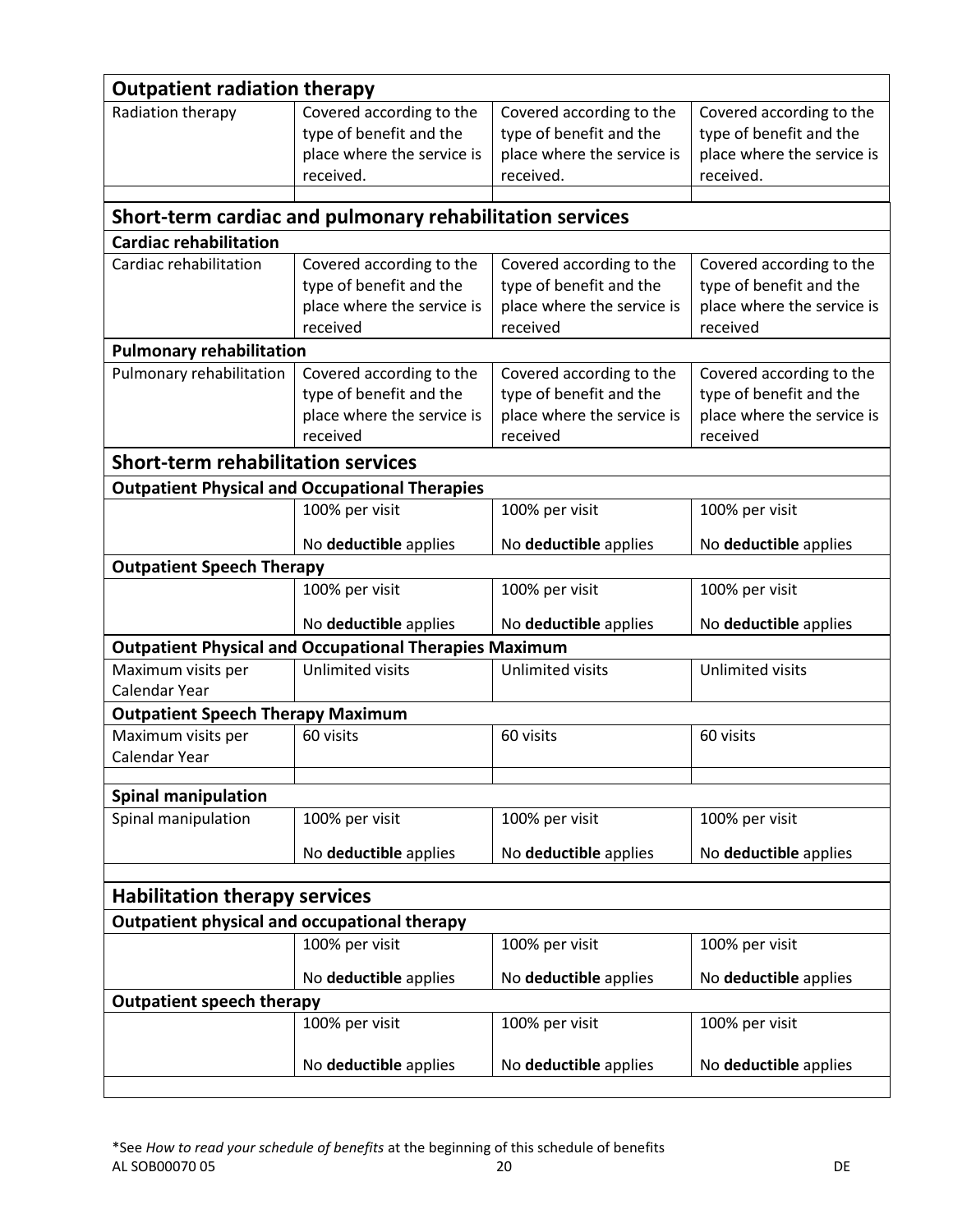| Outpatient radiation therapy | | | |
|---|---|---|---|
| Radiation therapy | Covered according to the type of benefit and the place where the service is received. | Covered according to the type of benefit and the place where the service is received. | Covered according to the type of benefit and the place where the service is received. |
| | | | |

| Short-term cardiac and pulmonary rehabilitation services | | | |
|---|---|---|---|
| **Cardiac rehabilitation** | | | |
| Cardiac rehabilitation | Covered according to the type of benefit and the place where the service is received | Covered according to the type of benefit and the place where the service is received | Covered according to the type of benefit and the place where the service is received |
| **Pulmonary rehabilitation** | | | |
| Pulmonary rehabilitation | Covered according to the type of benefit and the place where the service is received | Covered according to the type of benefit and the place where the service is received | Covered according to the type of benefit and the place where the service is received |

| Short-term rehabilitation services | | | |
|---|---|---|---|
| **Outpatient Physical and Occupational Therapies** | | | |
| | 100% per visit<br><br>No **deductible** applies | 100% per visit<br><br>No **deductible** applies | 100% per visit<br><br>No **deductible** applies |
| **Outpatient Speech Therapy** | | | |
| | 100% per visit<br><br>No **deductible** applies | 100% per visit<br><br>No **deductible** applies | 100% per visit<br><br>No **deductible** applies |
| **Outpatient Physical and Occupational Therapies Maximum** | | | |
| Maximum visits per Calendar Year | Unlimited visits | Unlimited visits | Unlimited visits |
| **Outpatient Speech Therapy Maximum** | | | |
| Maximum visits per Calendar Year | 60 visits | 60 visits | 60 visits |
| | | | |
| **Spinal manipulation** | | | |
| Spinal manipulation | 100% per visit<br><br>No **deductible** applies | 100% per visit<br><br>No **deductible** applies | 100% per visit<br><br>No **deductible** applies |

| Habilitation therapy services | | | |
|---|---|---|---|
| **Outpatient physical and occupational therapy** | | | |
| | 100% per visit<br><br>No **deductible** applies | 100% per visit<br><br>No **deductible** applies | 100% per visit<br><br>No **deductible** applies |
| **Outpatient speech therapy** | | | |
| | 100% per visit<br><br>No **deductible** applies | 100% per visit<br><br>No **deductible** applies | 100% per visit<br><br>No **deductible** applies |
| | | | |

*See *How to read your schedule of benefits* at the beginning of this schedule of benefits

AL SOB00070 05 DE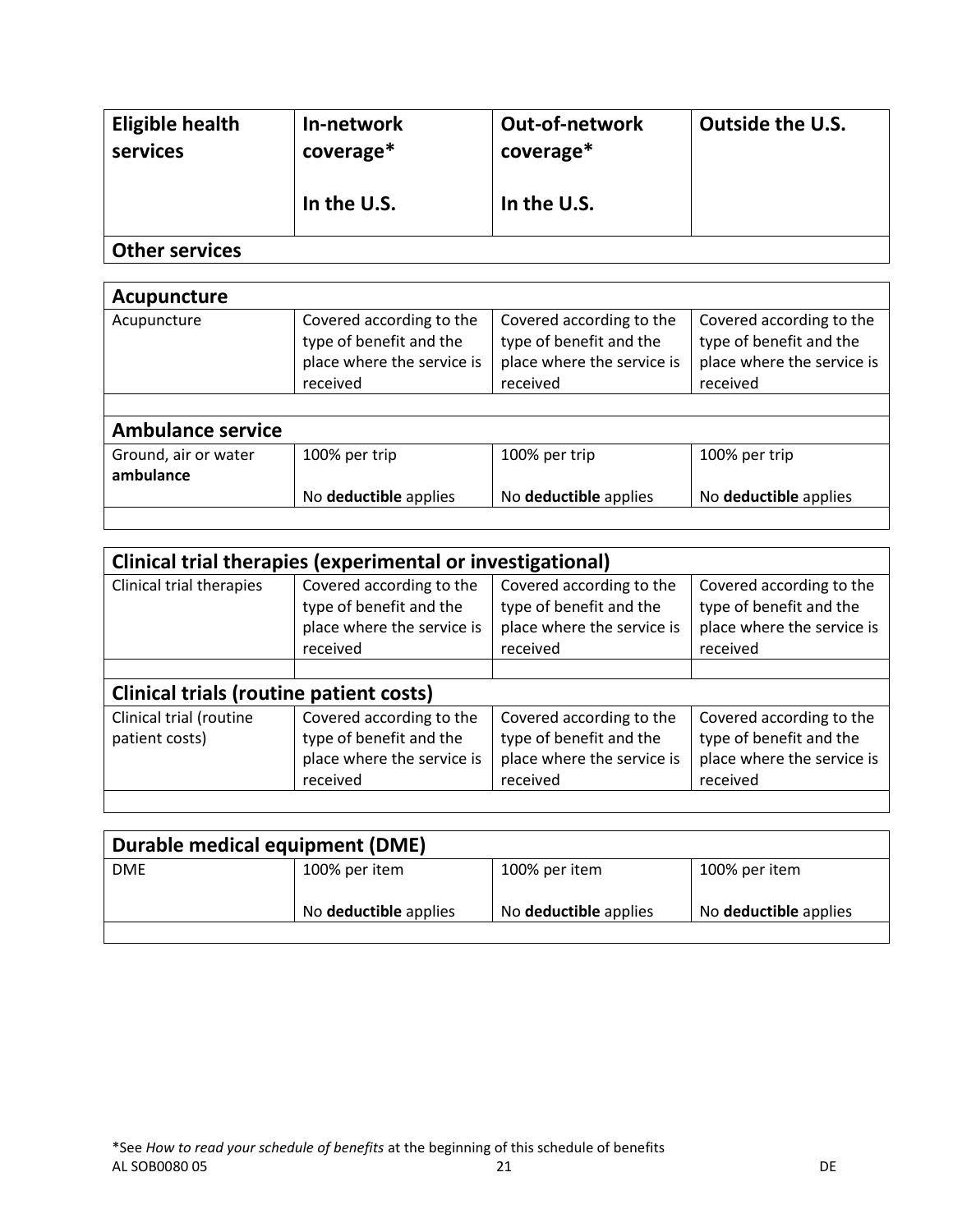| Eligible health services | In-network coverage*<br><br>In the U.S. | Out-of-network coverage*<br><br>In the U.S. | Outside the U.S. |
|---|---|---|---|
| **Other services** | | | |

| **Acupuncture** | | | |
|---|---|---|---|
| Acupuncture | Covered according to the type of benefit and the place where the service is received | Covered according to the type of benefit and the place where the service is received | Covered according to the type of benefit and the place where the service is received |
| **Ambulance service** | | | |
| Ground, air or water **ambulance** | 100% per trip<br><br>No **deductible** applies | 100% per trip<br><br>No **deductible** applies | 100% per trip<br><br>No **deductible** applies |

| **Clinical trial therapies (experimental or investigational)** | | | |
|---|---|---|---|
| Clinical trial therapies | Covered according to the type of benefit and the place where the service is received | Covered according to the type of benefit and the place where the service is received | Covered according to the type of benefit and the place where the service is received |
| **Clinical trials (routine patient costs)** | | | |
| Clinical trial (routine patient costs) | Covered according to the type of benefit and the place where the service is received | Covered according to the type of benefit and the place where the service is received | Covered according to the type of benefit and the place where the service is received |

| **Durable medical equipment (DME)** | | | |
|---|---|---|---|
| DME | 100% per item<br><br>No **deductible** applies | 100% per item<br><br>No **deductible** applies | 100% per item<br><br>No **deductible** applies |

*See *How to read your schedule of benefits* at the beginning of this schedule of benefits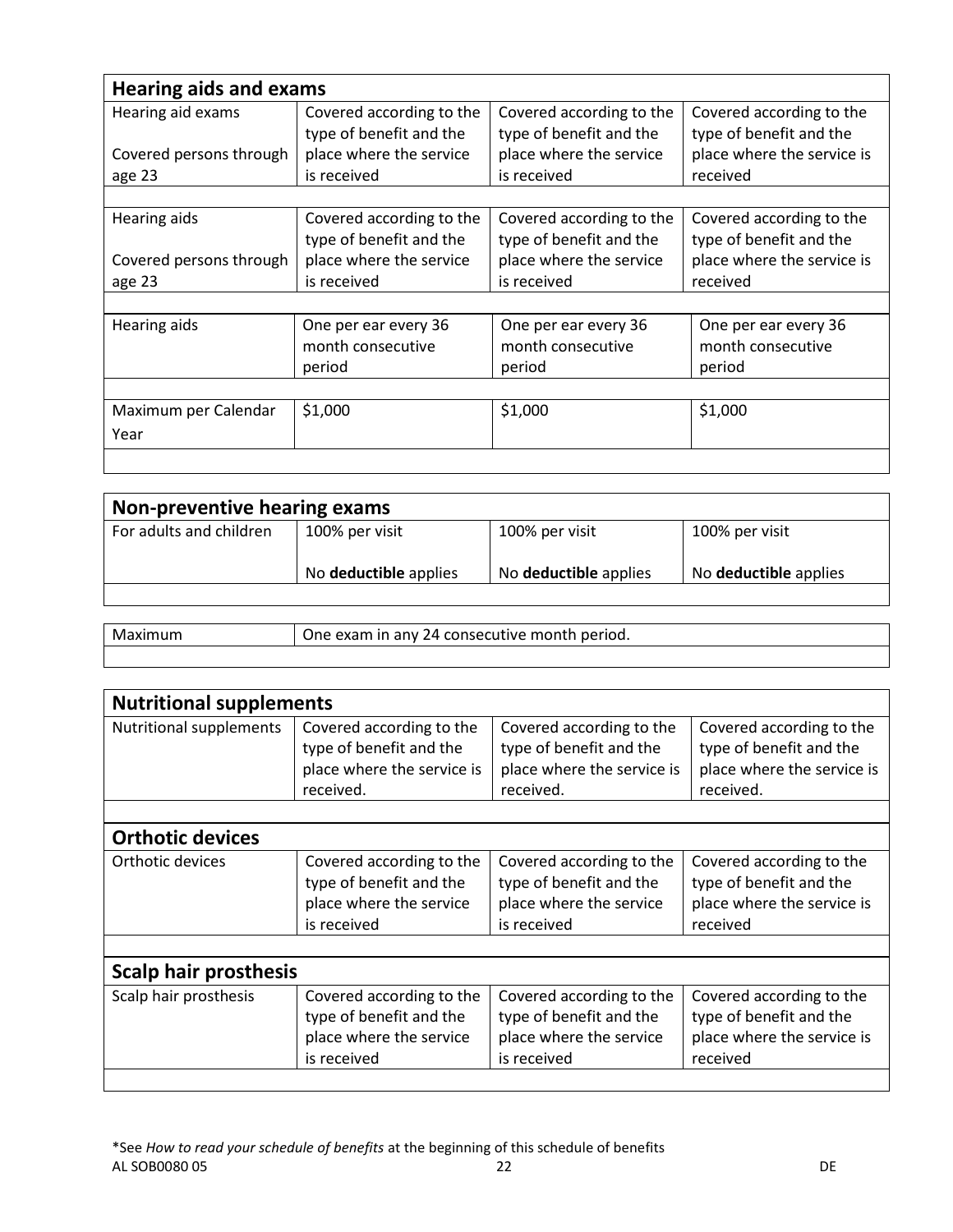| Hearing aids and exams | | | |
|---|---|---|---|
| Hearing aid exams<br><br>Covered persons through age 23 | Covered according to the type of benefit and the place where the service is received | Covered according to the type of benefit and the place where the service is received | Covered according to the type of benefit and the place where the service is received |
| Hearing aids<br><br>Covered persons through age 23 | Covered according to the type of benefit and the place where the service is received | Covered according to the type of benefit and the place where the service is received | Covered according to the type of benefit and the place where the service is received |
| Hearing aids | One per ear every 36 month consecutive period | One per ear every 36 month consecutive period | One per ear every 36 month consecutive period |
| Maximum per Calendar Year | $1,000 | $1,000 | $1,000 |

| Non-preventive hearing exams | | | |
|---|---|---|---|
| For adults and children | 100% per visit<br><br>No **deductible** applies | 100% per visit<br><br>No **deductible** applies | 100% per visit<br><br>No **deductible** applies |

| Maximum | One exam in any 24 consecutive month period. |
|---|---|

| Nutritional supplements | | | |
|---|---|---|---|
| Nutritional supplements | Covered according to the type of benefit and the place where the service is received. | Covered according to the type of benefit and the place where the service is received. | Covered according to the type of benefit and the place where the service is received. |
| **Orthotic devices** | | | |
| Orthotic devices | Covered according to the type of benefit and the place where the service is received | Covered according to the type of benefit and the place where the service is received | Covered according to the type of benefit and the place where the service is received |
| **Scalp hair prosthesis** | | | |
| Scalp hair prosthesis | Covered according to the type of benefit and the place where the service is received | Covered according to the type of benefit and the place where the service is received | Covered according to the type of benefit and the place where the service is received |

*See *How to read your schedule of benefits* at the beginning of this schedule of benefits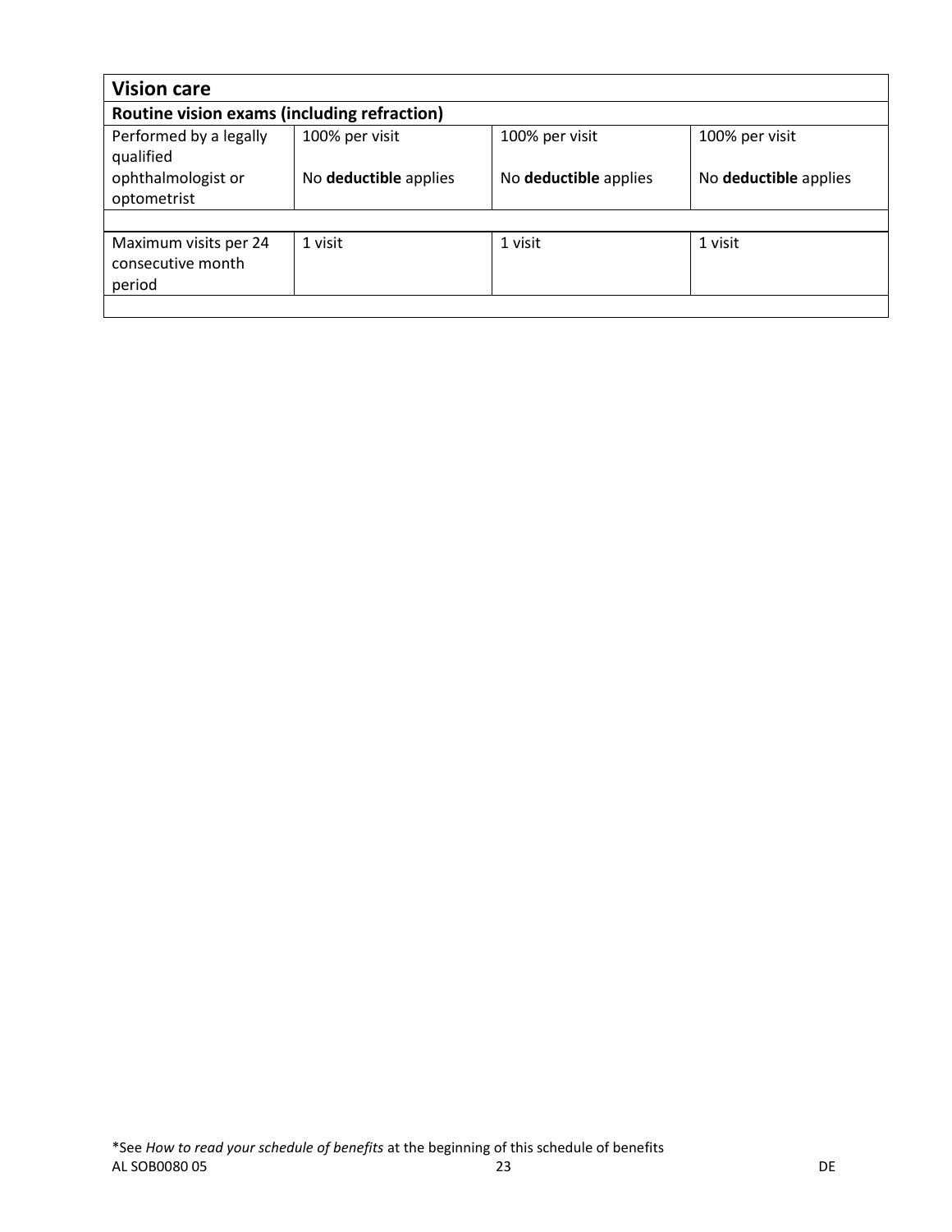| Vision care | | | |
|---|---|---|---|
| **Routine vision exams (including refraction)** | | | |
| Performed by a legally qualified ophthalmologist or optometrist | 100% per visit<br><br>No **deductible** applies | 100% per visit<br><br>No **deductible** applies | 100% per visit<br><br>No **deductible** applies |
| | | | |
| Maximum visits per 24 consecutive month period | 1 visit | 1 visit | 1 visit |
| | | | |

\*See *How to read your schedule of benefits* at the beginning of this schedule of benefits

AL SOB0080 05 DE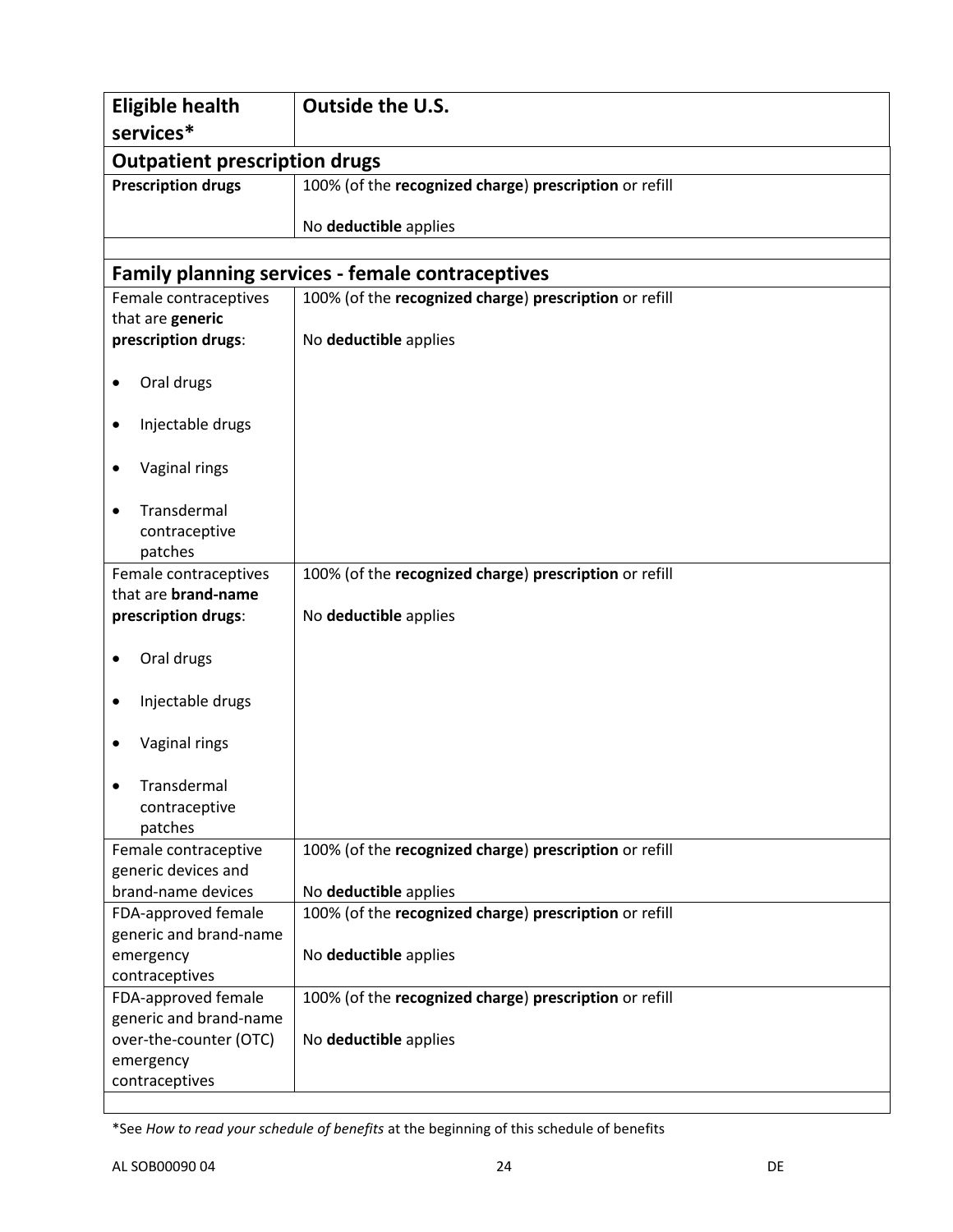| Eligible health services* | Outside the U.S. |
|---|---|
| **Outpatient prescription drugs** | |
| **Prescription drugs** | 100% (of the **recognized charge**) **prescription** or refill<br><br>No **deductible** applies |
| | |
| **Family planning services - female contraceptives** | |
| Female contraceptives that are **generic prescription drugs**:<br><br>• Oral drugs<br>• Injectable drugs<br>• Vaginal rings<br>• Transdermal contraceptive patches | 100% (of the **recognized charge**) **prescription** or refill<br><br>No **deductible** applies |
| Female contraceptives that are **brand-name prescription drugs**:<br><br>• Oral drugs<br>• Injectable drugs<br>• Vaginal rings<br>• Transdermal contraceptive patches | 100% (of the **recognized charge**) **prescription** or refill<br><br>No **deductible** applies |
| Female contraceptive generic devices and brand-name devices | 100% (of the **recognized charge**) **prescription** or refill<br><br>No **deductible** applies |
| FDA-approved female generic and brand-name emergency contraceptives | 100% (of the **recognized charge**) **prescription** or refill<br><br>No **deductible** applies |
| FDA-approved female generic and brand-name over-the-counter (OTC) emergency contraceptives | 100% (of the **recognized charge**) **prescription** or refill<br><br>No **deductible** applies |

*See *How to read your schedule of benefits* at the beginning of this schedule of benefits

AL SOB00090 04 DE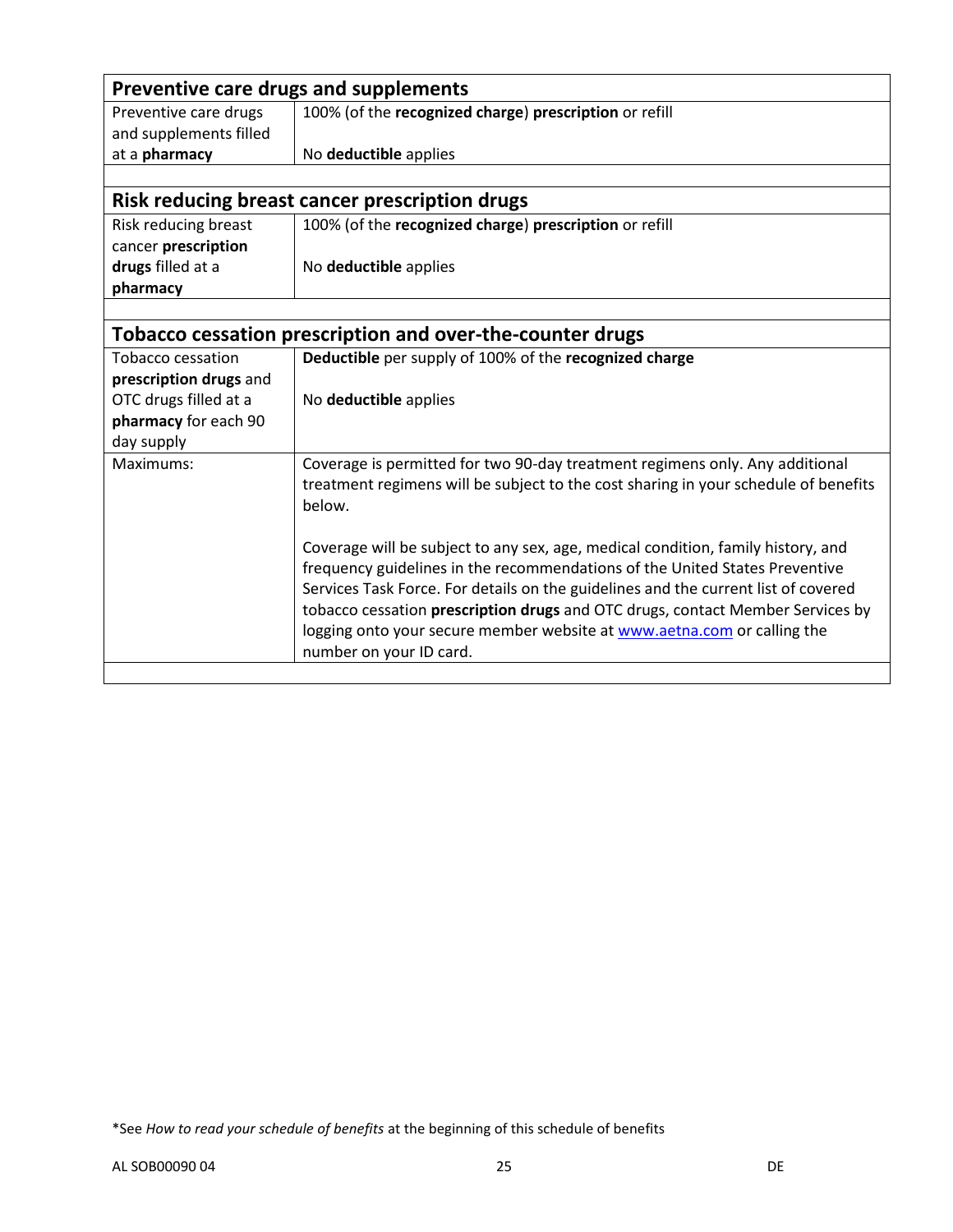| **Preventive care drugs and supplements** | |
|---|---|
| Preventive care drugs and supplements filled at a **pharmacy** | 100% (of the **recognized charge**) **prescription** or refill<br><br>No **deductible** applies |
| | |
| **Risk reducing breast cancer prescription drugs** | |
| Risk reducing breast cancer **prescription drugs** filled at a **pharmacy** | 100% (of the **recognized charge**) **prescription** or refill<br><br>No **deductible** applies |
| | |
| **Tobacco cessation prescription and over-the-counter drugs** | |
| Tobacco cessation **prescription drugs** and OTC drugs filled at a **pharmacy** for each 90 day supply | **Deductible** per supply of 100% of the **recognized charge**<br><br>No **deductible** applies |
| Maximums: | Coverage is permitted for two 90-day treatment regimens only. Any additional treatment regimens will be subject to the cost sharing in your schedule of benefits below.<br><br>Coverage will be subject to any sex, age, medical condition, family history, and frequency guidelines in the recommendations of the United States Preventive Services Task Force. For details on the guidelines and the current list of covered tobacco cessation **prescription drugs** and OTC drugs, contact Member Services by logging onto your secure member website at [www.aetna.com](http://www.aetna.com) or calling the number on your ID card. |

*See *How to read your schedule of benefits* at the beginning of this schedule of benefits

AL SOB00090 04 DE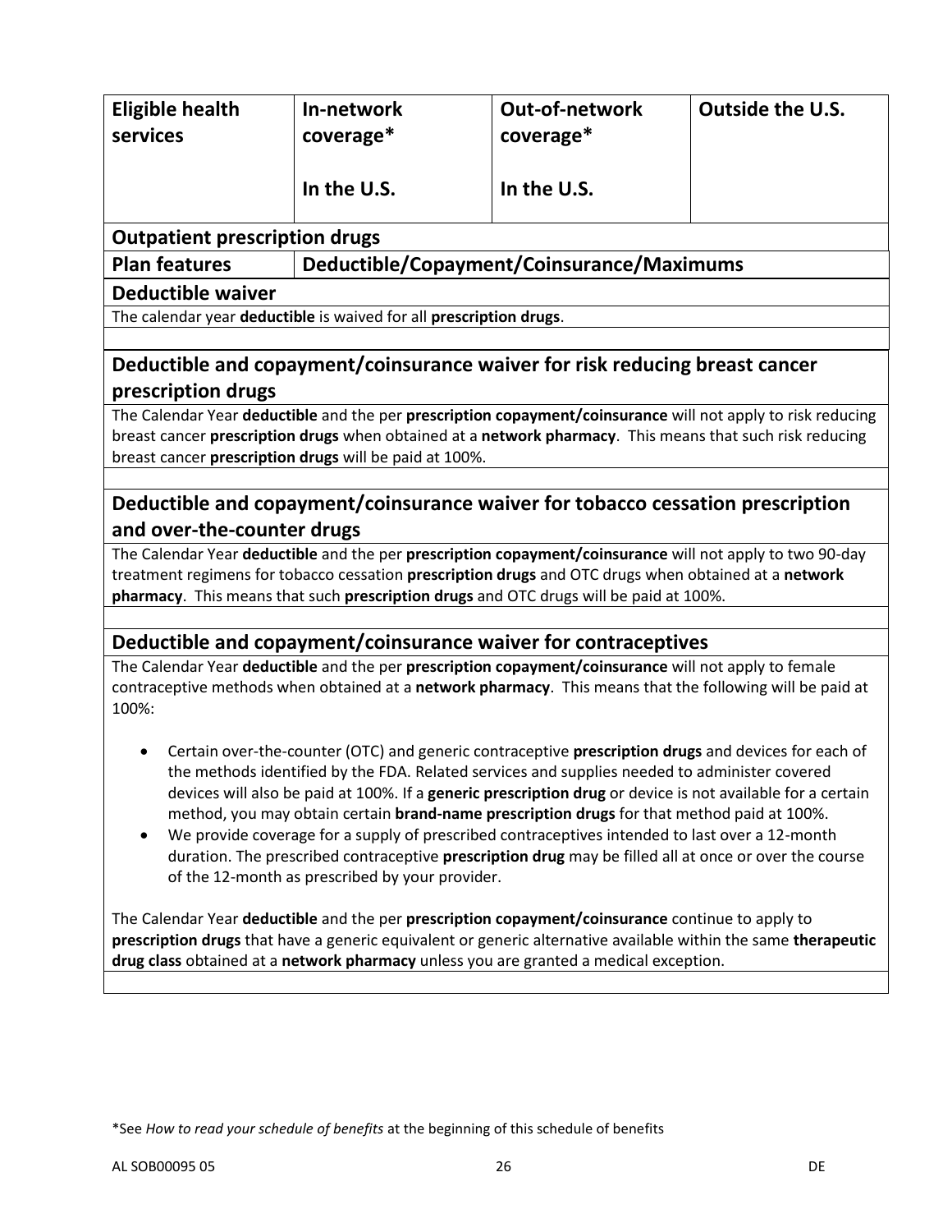| Eligible health services | In-network coverage*<br><br>In the U.S. | Out-of-network coverage*<br><br>In the U.S. | Outside the U.S. |
|---|---|---|---|

## Outpatient prescription drugs

| Plan features | Deductible/Copayment/Coinsurance/Maximums |
|---|---|

### Deductible waiver

The calendar year **deductible** is waived for all **prescription drugs**.

### Deductible and copayment/coinsurance waiver for risk reducing breast cancer prescription drugs

The Calendar Year **deductible** and the per **prescription copayment/coinsurance** will not apply to risk reducing breast cancer **prescription drugs** when obtained at a **network pharmacy**. This means that such risk reducing breast cancer **prescription drugs** will be paid at 100%.

### Deductible and copayment/coinsurance waiver for tobacco cessation prescription and over-the-counter drugs

The Calendar Year **deductible** and the per **prescription copayment/coinsurance** will not apply to two 90-day treatment regimens for tobacco cessation **prescription drugs** and OTC drugs when obtained at a **network pharmacy**. This means that such **prescription drugs** and OTC drugs will be paid at 100%.

### Deductible and copayment/coinsurance waiver for contraceptives

The Calendar Year **deductible** and the per **prescription copayment/coinsurance** will not apply to female contraceptive methods when obtained at a **network pharmacy**. This means that the following will be paid at 100%:

- Certain over-the-counter (OTC) and generic contraceptive **prescription drugs** and devices for each of the methods identified by the FDA. Related services and supplies needed to administer covered devices will also be paid at 100%. If a **generic prescription drug** or device is not available for a certain method, you may obtain certain **brand-name prescription drugs** for that method paid at 100%.
- We provide coverage for a supply of prescribed contraceptives intended to last over a 12-month duration. The prescribed contraceptive **prescription drug** may be filled all at once or over the course of the 12-month as prescribed by your provider.

The Calendar Year **deductible** and the per **prescription copayment/coinsurance** continue to apply to **prescription drugs** that have a generic equivalent or generic alternative available within the same **therapeutic drug class** obtained at a **network pharmacy** unless you are granted a medical exception.

*See *How to read your schedule of benefits* at the beginning of this schedule of benefits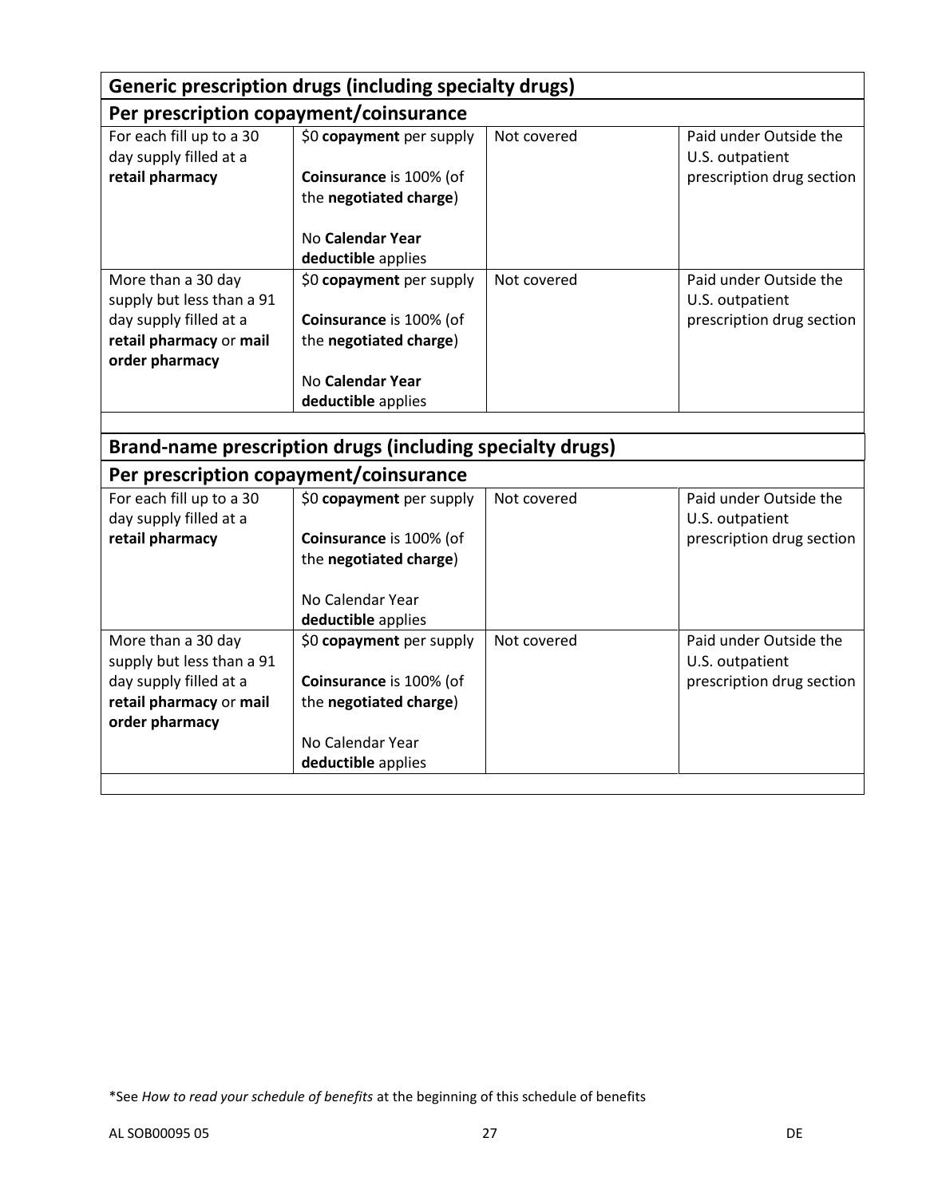| Generic prescription drugs (including specialty drugs) | | | |
|---|---|---|---|
| **Per prescription copayment/coinsurance** | | | |
| For each fill up to a 30 day supply filled at a **retail pharmacy** | $0 **copayment** per supply<br><br>**Coinsurance** is 100% (of the **negotiated charge**)<br><br>No **Calendar Year deductible** applies | Not covered | Paid under Outside the U.S. outpatient prescription drug section |
| More than a 30 day supply but less than a 91 day supply filled at a **retail pharmacy** or **mail order pharmacy** | $0 **copayment** per supply<br><br>**Coinsurance** is 100% (of the **negotiated charge**)<br><br>No **Calendar Year deductible** applies | Not covered | Paid under Outside the U.S. outpatient prescription drug section |

| Brand-name prescription drugs (including specialty drugs) | | | |
|---|---|---|---|
| **Per prescription copayment/coinsurance** | | | |
| For each fill up to a 30 day supply filled at a **retail pharmacy** | $0 **copayment** per supply<br><br>**Coinsurance** is 100% (of the **negotiated charge**)<br><br>No Calendar Year **deductible** applies | Not covered | Paid under Outside the U.S. outpatient prescription drug section |
| More than a 30 day supply but less than a 91 day supply filled at a **retail pharmacy** or **mail order pharmacy** | $0 **copayment** per supply<br><br>**Coinsurance** is 100% (of the **negotiated charge**)<br><br>No Calendar Year **deductible** applies | Not covered | Paid under Outside the U.S. outpatient prescription drug section |

*See *How to read your schedule of benefits* at the beginning of this schedule of benefits

AL SOB00095 05 DE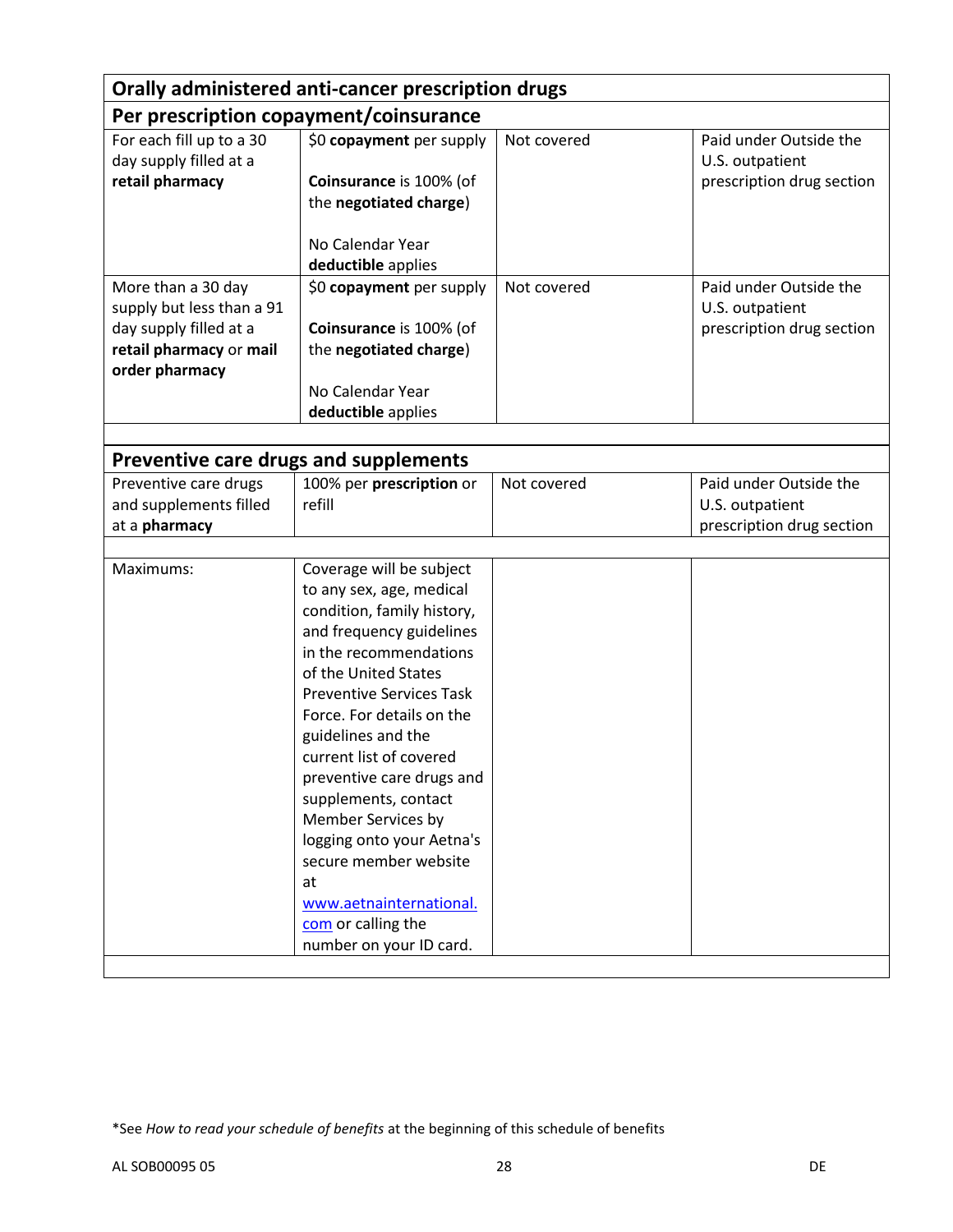| Orally administered anti-cancer prescription drugs | | | |
|---|---|---|---|
| **Per prescription copayment/coinsurance** | | | |
| For each fill up to a 30 day supply filled at a **retail pharmacy** | $0 **copayment** per supply<br><br>**Coinsurance** is 100% (of the **negotiated charge**)<br><br>No Calendar Year **deductible** applies | Not covered | Paid under Outside the U.S. outpatient prescription drug section |
| More than a 30 day supply but less than a 91 day supply filled at a **retail pharmacy** or **mail order pharmacy** | $0 **copayment** per supply<br><br>**Coinsurance** is 100% (of the **negotiated charge**)<br><br>No Calendar Year **deductible** applies | Not covered | Paid under Outside the U.S. outpatient prescription drug section |

| Preventive care drugs and supplements | | | |
|---|---|---|---|
| Preventive care drugs and supplements filled at a **pharmacy** | 100% per **prescription** or refill | Not covered | Paid under Outside the U.S. outpatient prescription drug section |
| Maximums: | Coverage will be subject to any sex, age, medical condition, family history, and frequency guidelines in the recommendations of the United States Preventive Services Task Force. For details on the guidelines and the current list of covered preventive care drugs and supplements, contact Member Services by logging onto your Aetna's secure member website at [www.aetnainternational.com](http://www.aetnainternational.com) or calling the number on your ID card. | | |

*See *How to read your schedule of benefits* at the beginning of this schedule of benefits

AL SOB00095 05 DE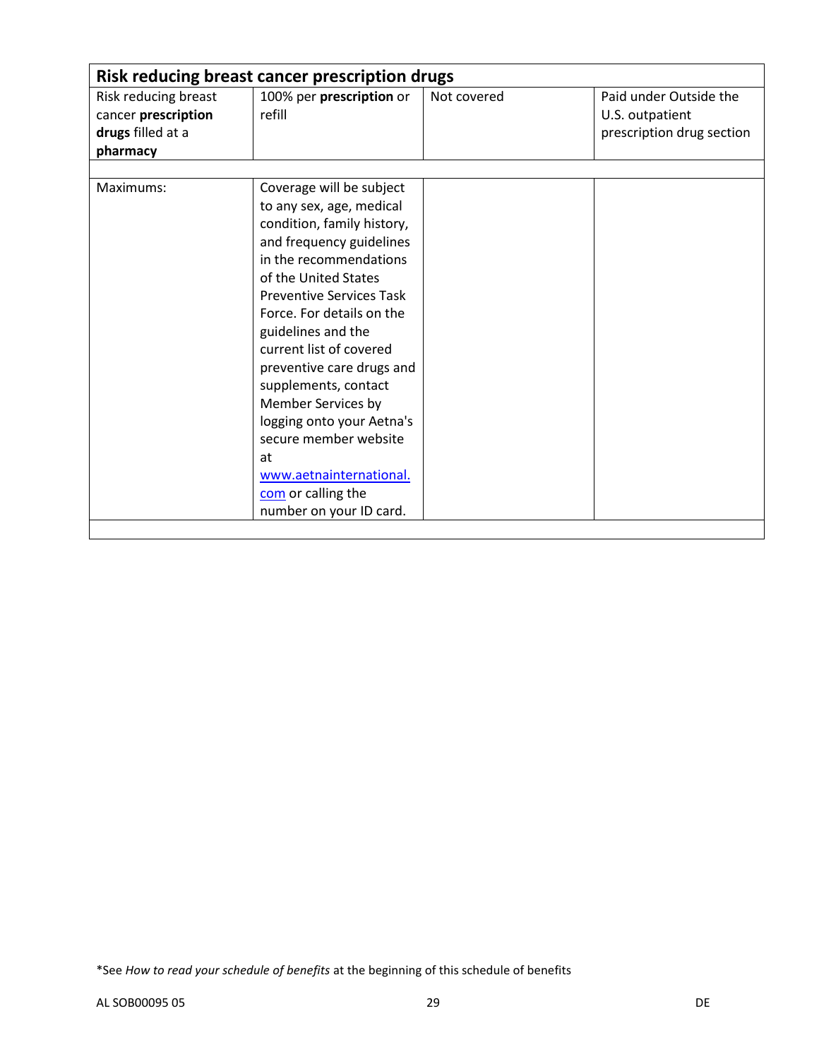| Risk reducing breast cancer prescription drugs | | | |
|---|---|---|---|
| Risk reducing breast cancer **prescription drugs** filled at a **pharmacy** | 100% per **prescription** or refill | Not covered | Paid under Outside the U.S. outpatient prescription drug section |
| | | | |
| Maximums: | Coverage will be subject to any sex, age, medical condition, family history, and frequency guidelines in the recommendations of the United States Preventive Services Task Force. For details on the guidelines and the current list of covered preventive care drugs and supplements, contact Member Services by logging onto your Aetna's secure member website at [www.aetnainternational.com](http://www.aetnainternational.com) or calling the number on your ID card. | | |
| | | | |

*See *How to read your schedule of benefits* at the beginning of this schedule of benefits

AL SOB00095 05 DE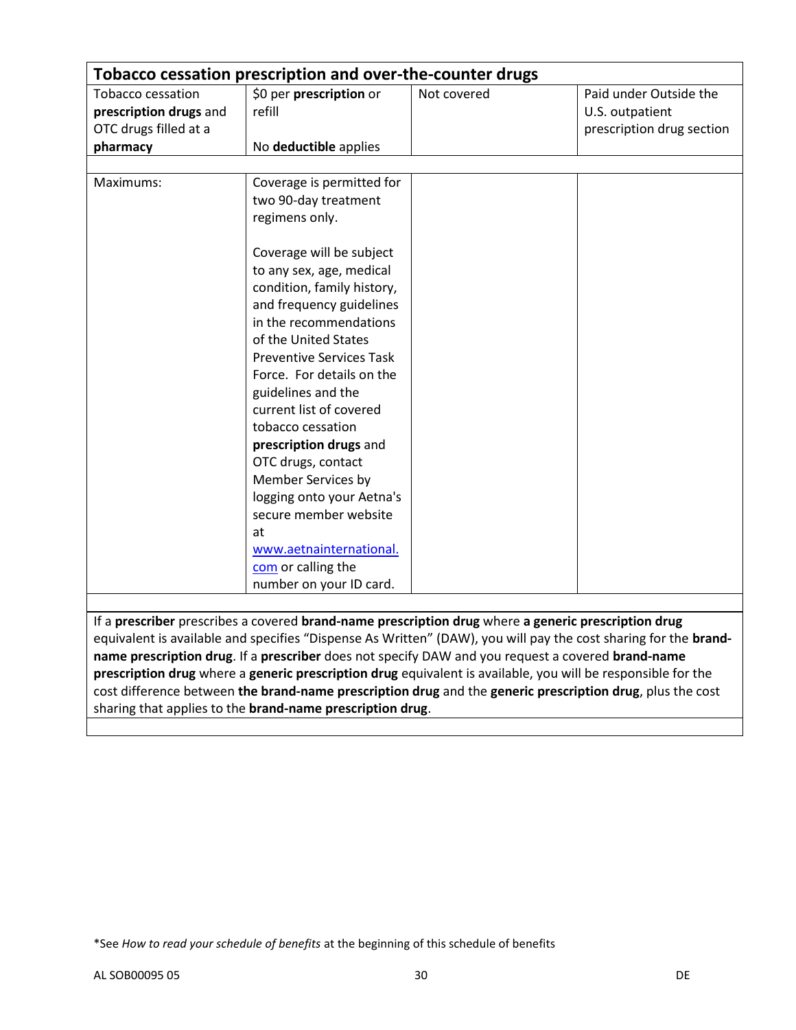| Tobacco cessation prescription and over-the-counter drugs | | | |
|---|---|---|---|
| Tobacco cessation **prescription drugs** and OTC drugs filled at a **pharmacy** | $0 per **prescription** or refill<br><br>No **deductible** applies | Not covered | Paid under Outside the U.S. outpatient prescription drug section |
| | | | |
| Maximums: | Coverage is permitted for two 90-day treatment regimens only.<br><br>Coverage will be subject to any sex, age, medical condition, family history, and frequency guidelines in the recommendations of the United States Preventive Services Task Force. For details on the guidelines and the current list of covered tobacco cessation **prescription drugs** and OTC drugs, contact Member Services by logging onto your Aetna's secure member website at www.aetnainternational.com or calling the number on your ID card. | | |
| | | | |
| If a **prescriber** prescribes a covered **brand-name prescription drug** where **a generic prescription drug** equivalent is available and specifies "Dispense As Written" (DAW), you will pay the cost sharing for the **brand-name prescription drug**. If a **prescriber** does not specify DAW and you request a covered **brand-name prescription drug** where a **generic prescription drug** equivalent is available, you will be responsible for the cost difference between **the brand-name prescription drug** and the **generic prescription drug**, plus the cost sharing that applies to the **brand-name prescription drug**. | | | |

*See *How to read your schedule of benefits* at the beginning of this schedule of benefits

AL SOB00095 05 DE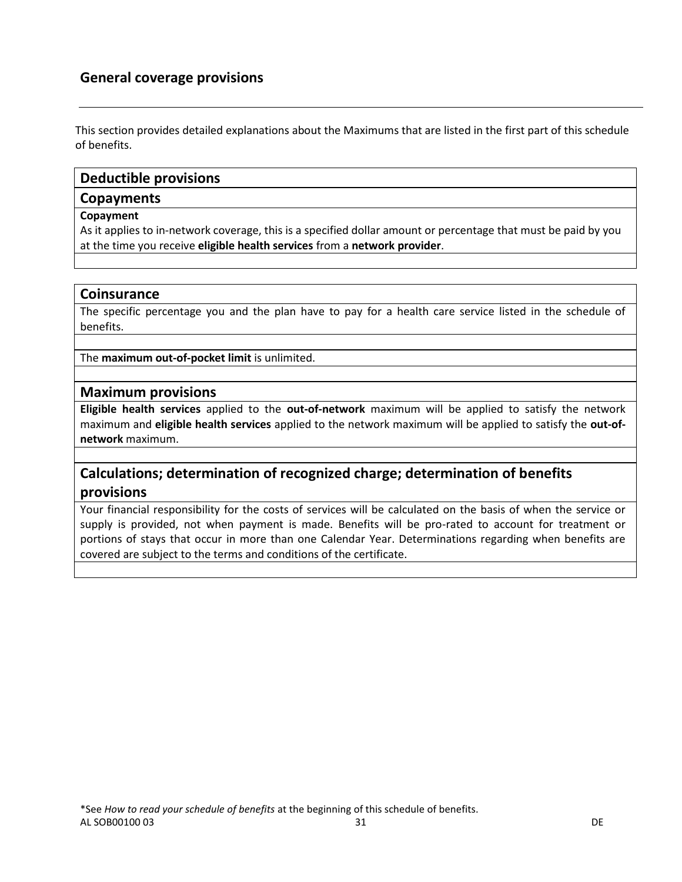## General coverage provisions

This section provides detailed explanations about the Maximums that are listed in the first part of this schedule of benefits.

### Deductible provisions

### Copayments

**Copayment**

As it applies to in-network coverage, this is a specified dollar amount or percentage that must be paid by you at the time you receive **eligible health services** from a **network provider**.

### Coinsurance

The specific percentage you and the plan have to pay for a health care service listed in the schedule of benefits.

The **maximum out-of-pocket limit** is unlimited.

### Maximum provisions

**Eligible health services** applied to the **out-of-network** maximum will be applied to satisfy the network maximum and **eligible health services** applied to the network maximum will be applied to satisfy the **out-of-network** maximum.

### Calculations; determination of recognized charge; determination of benefits provisions

Your financial responsibility for the costs of services will be calculated on the basis of when the service or supply is provided, not when payment is made. Benefits will be pro-rated to account for treatment or portions of stays that occur in more than one Calendar Year. Determinations regarding when benefits are covered are subject to the terms and conditions of the certificate.

*See *How to read your schedule of benefits* at the beginning of this schedule of benefits.